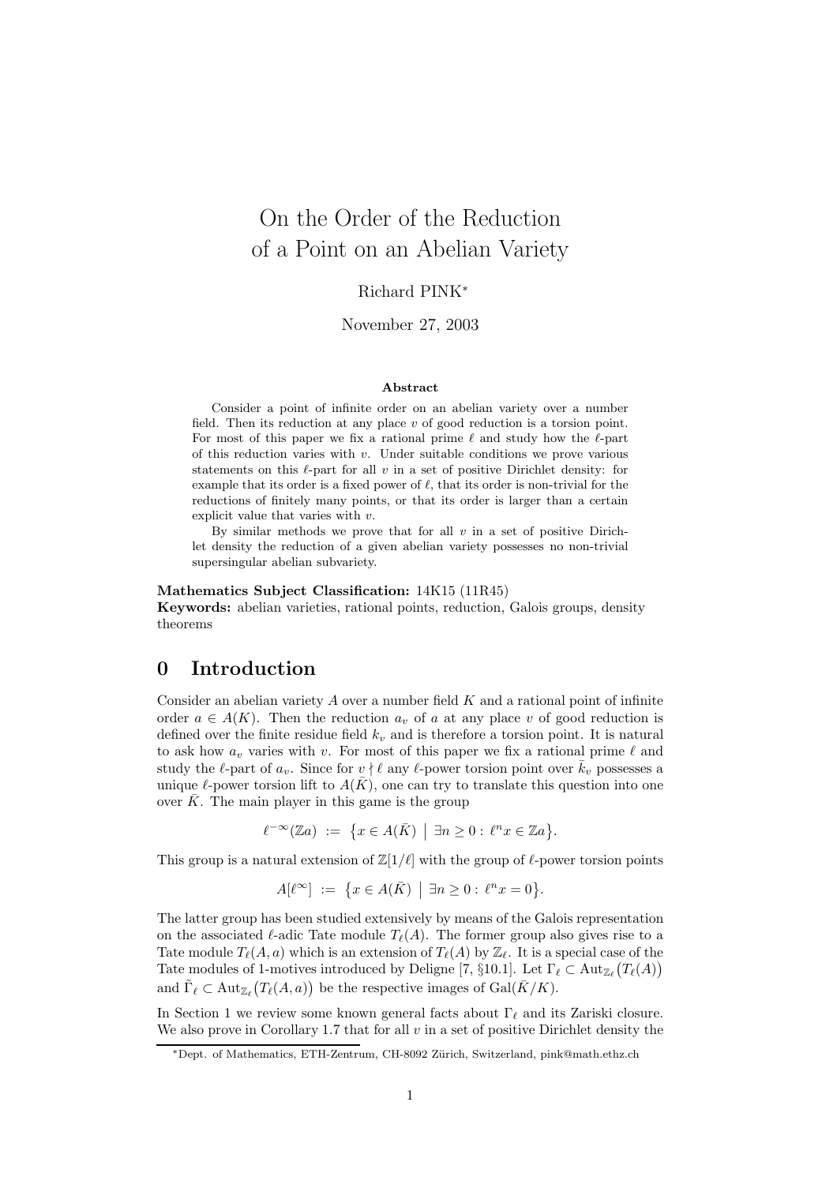# On the Order of the Reduction of a Point on an Abelian Variety

Richard PINK*

November 27, 2003

**Abstract**

Consider a point of infinite order on an abelian variety over a number field. Then its reduction at any place $v$ of good reduction is a torsion point. For most of this paper we fix a rational prime $\ell$ and study how the $\ell$-part of this reduction varies with $v$. Under suitable conditions we prove various statements on this $\ell$-part for all $v$ in a set of positive Dirichlet density: for example that its order is a fixed power of $\ell$, that its order is non-trivial for the reductions of finitely many points, or that its order is larger than a certain explicit value that varies with $v$.

By similar methods we prove that for all $v$ in a set of positive Dirichlet density the reduction of a given abelian variety possesses no non-trivial supersingular abelian subvariety.

**Mathematics Subject Classification:** 14K15 (11R45)
**Keywords:** abelian varieties, rational points, reduction, Galois groups, density theorems

## 0 Introduction

Consider an abelian variety $A$ over a number field $K$ and a rational point of infinite order $a \in A(K)$. Then the reduction $a_v$ of $a$ at any place $v$ of good reduction is defined over the finite residue field $k_v$ and is therefore a torsion point. It is natural to ask how $a_v$ varies with $v$. For most of this paper we fix a rational prime $\ell$ and study the $\ell$-part of $a_v$. Since for $v \nmid \ell$ any $\ell$-power torsion point over $\bar{k}_v$ possesses a unique $\ell$-power torsion lift to $A(\bar{K})$, one can try to translate this question into one over $\bar{K}$. The main player in this game is the group

$$\ell^{-\infty}(\mathbb{Z}a) := \{x \in A(\bar{K}) \mid \exists n \geq 0 : \ell^n x \in \mathbb{Z}a\}.$$

This group is a natural extension of $\mathbb{Z}[1/\ell]$ with the group of $\ell$-power torsion points

$$A[\ell^\infty] := \{x \in A(\bar{K}) \mid \exists n \geq 0 : \ell^n x = 0\}.$$

The latter group has been studied extensively by means of the Galois representation on the associated $\ell$-adic Tate module $T_\ell(A)$. The former group also gives rise to a Tate module $T_\ell(A, a)$ which is an extension of $T_\ell(A)$ by $\mathbb{Z}_\ell$. It is a special case of the Tate modules of 1-motives introduced by Deligne [7, §10.1]. Let $\Gamma_\ell \subset \mathrm{Aut}_{\mathbb{Z}_\ell}(T_\ell(A))$ and $\tilde{\Gamma}_\ell \subset \mathrm{Aut}_{\mathbb{Z}_\ell}(T_\ell(A, a))$ be the respective images of $\mathrm{Gal}(\bar{K}/K)$.

In Section 1 we review some known general facts about $\Gamma_\ell$ and its Zariski closure. We also prove in Corollary 1.7 that for all $v$ in a set of positive Dirichlet density the

*Dept. of Mathematics, ETH-Zentrum, CH-8092 Zürich, Switzerland, pink@math.ethz.ch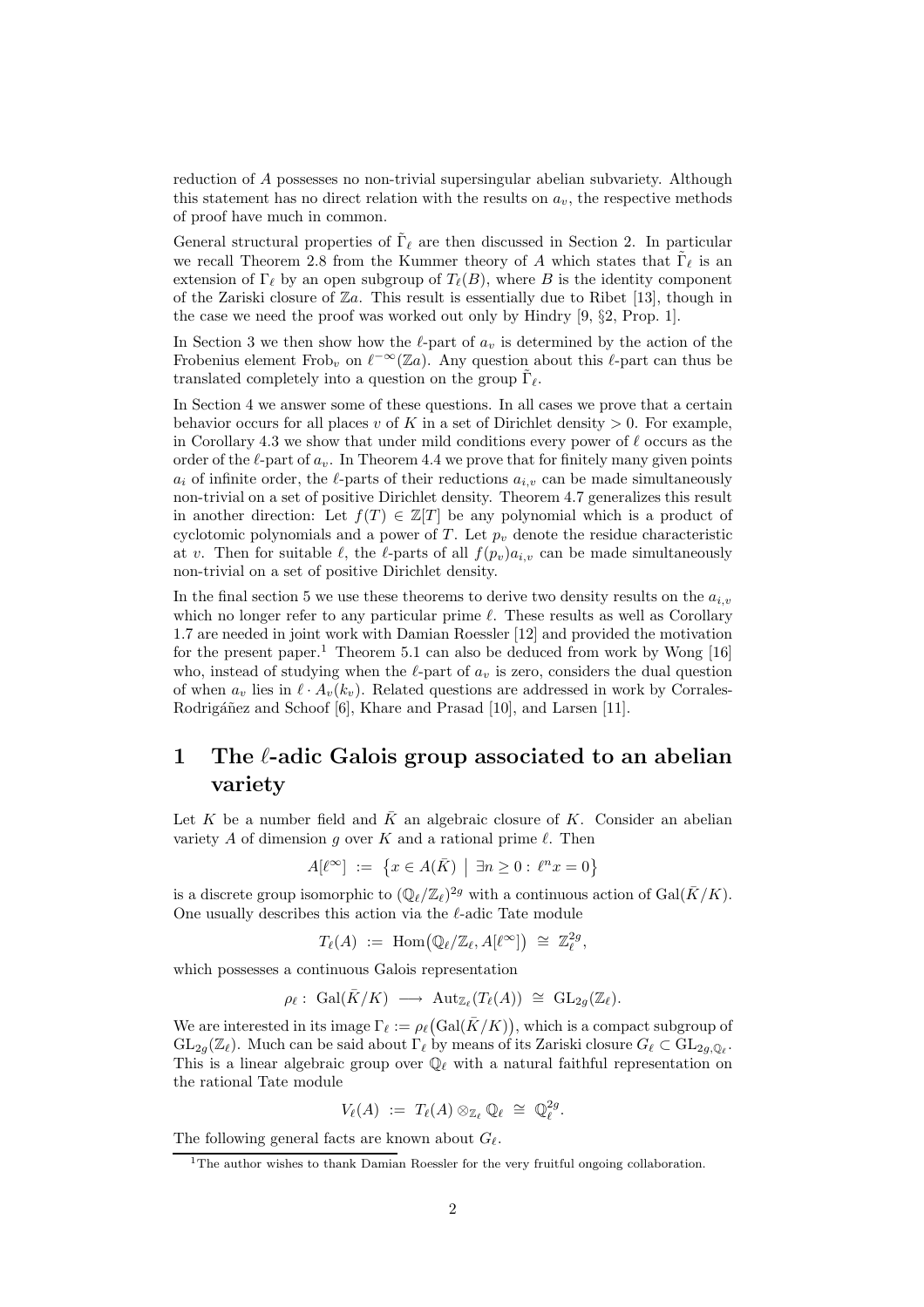reduction of $A$ possesses no non-trivial supersingular abelian subvariety. Although this statement has no direct relation with the results on $a_v$, the respective methods of proof have much in common.

General structural properties of $\tilde{\Gamma}_\ell$ are then discussed in Section 2. In particular we recall Theorem 2.8 from the Kummer theory of $A$ which states that $\tilde{\Gamma}_\ell$ is an extension of $\Gamma_\ell$ by an open subgroup of $T_\ell(B)$, where $B$ is the identity component of the Zariski closure of $\mathbb{Z}a$. This result is essentially due to Ribet [13], though in the case we need the proof was worked out only by Hindry [9, §2, Prop. 1].

In Section 3 we then show how the $\ell$-part of $a_v$ is determined by the action of the Frobenius element $\mathrm{Frob}_v$ on $\ell^{-\infty}(\mathbb{Z}a)$. Any question about this $\ell$-part can thus be translated completely into a question on the group $\tilde{\Gamma}_\ell$.

In Section 4 we answer some of these questions. In all cases we prove that a certain behavior occurs for all places $v$ of $K$ in a set of Dirichlet density $> 0$. For example, in Corollary 4.3 we show that under mild conditions every power of $\ell$ occurs as the order of the $\ell$-part of $a_v$. In Theorem 4.4 we prove that for finitely many given points $a_i$ of infinite order, the $\ell$-parts of their reductions $a_{i,v}$ can be made simultaneously non-trivial on a set of positive Dirichlet density. Theorem 4.7 generalizes this result in another direction: Let $f(T) \in \mathbb{Z}[T]$ be any polynomial which is a product of cyclotomic polynomials and a power of $T$. Let $p_v$ denote the residue characteristic at $v$. Then for suitable $\ell$, the $\ell$-parts of all $f(p_v)a_{i,v}$ can be made simultaneously non-trivial on a set of positive Dirichlet density.

In the final section 5 we use these theorems to derive two density results on the $a_{i,v}$ which no longer refer to any particular prime $\ell$. These results as well as Corollary 1.7 are needed in joint work with Damian Roessler [12] and provided the motivation for the present paper.[1] Theorem 5.1 can also be deduced from work by Wong [16] who, instead of studying when the $\ell$-part of $a_v$ is zero, considers the dual question of when $a_v$ lies in $\ell \cdot A_v(k_v)$. Related questions are addressed in work by Corrales-Rodrigáñez and Schoof [6], Khare and Prasad [10], and Larsen [11].

# 1 The $\ell$-adic Galois group associated to an abelian variety

Let $K$ be a number field and $\bar{K}$ an algebraic closure of $K$. Consider an abelian variety $A$ of dimension $g$ over $K$ and a rational prime $\ell$. Then

$$A[\ell^\infty] \;:=\; \bigl\{x \in A(\bar{K}) \;\big|\; \exists n \geq 0 : \ell^n x = 0\bigr\}$$

is a discrete group isomorphic to $(\mathbb{Q}_\ell/\mathbb{Z}_\ell)^{2g}$ with a continuous action of $\mathrm{Gal}(\bar{K}/K)$. One usually describes this action via the $\ell$-adic Tate module

$$T_\ell(A) \;:=\; \mathrm{Hom}\bigl(\mathbb{Q}_\ell/\mathbb{Z}_\ell, A[\ell^\infty]\bigr) \;\cong\; \mathbb{Z}_\ell^{2g},$$

which possesses a continuous Galois representation

$$\rho_\ell : \; \mathrm{Gal}(\bar{K}/K) \;\longrightarrow\; \mathrm{Aut}_{\mathbb{Z}_\ell}(T_\ell(A)) \;\cong\; \mathrm{GL}_{2g}(\mathbb{Z}_\ell).$$

We are interested in its image $\Gamma_\ell := \rho_\ell\bigl(\mathrm{Gal}(\bar{K}/K)\bigr)$, which is a compact subgroup of $\mathrm{GL}_{2g}(\mathbb{Z}_\ell)$. Much can be said about $\Gamma_\ell$ by means of its Zariski closure $G_\ell \subset \mathrm{GL}_{2g,\mathbb{Q}_\ell}$. This is a linear algebraic group over $\mathbb{Q}_\ell$ with a natural faithful representation on the rational Tate module

$$V_\ell(A) \;:=\; T_\ell(A) \otimes_{\mathbb{Z}_\ell} \mathbb{Q}_\ell \;\cong\; \mathbb{Q}_\ell^{2g}.$$

The following general facts are known about $G_\ell$.

[1] The author wishes to thank Damian Roessler for the very fruitful ongoing collaboration.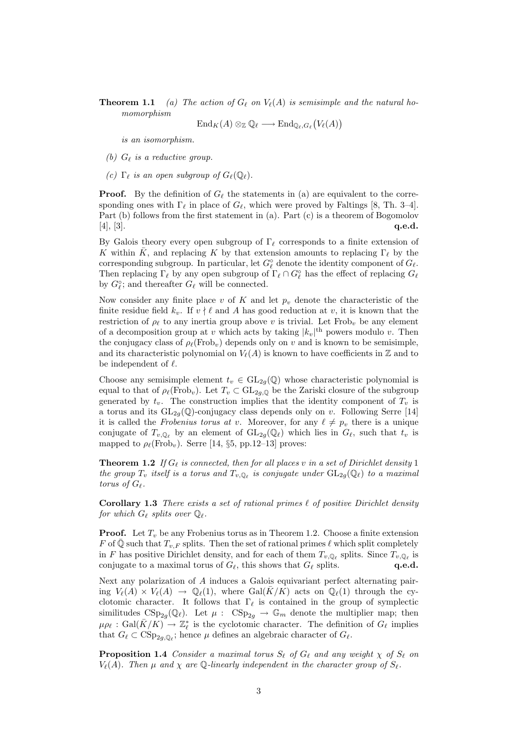**Theorem 1.1** *(a) The action of $G_\ell$ on $V_\ell(A)$ is semisimple and the natural homomorphism*

$$\mathrm{End}_K(A) \otimes_{\mathbb{Z}} \mathbb{Q}_\ell \longrightarrow \mathrm{End}_{\mathbb{Q}_\ell, G_\ell}\big(V_\ell(A)\big)$$

*is an isomorphism.*

*(b) $G_\ell$ is a reductive group.*

*(c) $\Gamma_\ell$ is an open subgroup of $G_\ell(\mathbb{Q}_\ell)$.*

**Proof.** By the definition of $G_\ell$ the statements in (a) are equivalent to the corresponding ones with $\Gamma_\ell$ in place of $G_\ell$, which were proved by Faltings [8, Th. 3–4]. Part (b) follows from the first statement in (a). Part (c) is a theorem of Bogomolov [4], [3]. **q.e.d.**

By Galois theory every open subgroup of $\Gamma_\ell$ corresponds to a finite extension of $K$ within $\bar{K}$, and replacing $K$ by that extension amounts to replacing $\Gamma_\ell$ by the corresponding subgroup. In particular, let $G_\ell^\circ$ denote the identity component of $G_\ell$. Then replacing $\Gamma_\ell$ by any open subgroup of $\Gamma_\ell \cap G_\ell^\circ$ has the effect of replacing $G_\ell$ by $G_\ell^\circ$; and thereafter $G_\ell$ will be connected.

Now consider any finite place $v$ of $K$ and let $p_v$ denote the characteristic of the finite residue field $k_v$. If $v \nmid \ell$ and $A$ has good reduction at $v$, it is known that the restriction of $\rho_\ell$ to any inertia group above $v$ is trivial. Let $\mathrm{Frob}_v$ be any element of a decomposition group at $v$ which acts by taking $|k_v|^{\text{th}}$ powers modulo $v$. Then the conjugacy class of $\rho_\ell(\mathrm{Frob}_v)$ depends only on $v$ and is known to be semisimple, and its characteristic polynomial on $V_\ell(A)$ is known to have coefficients in $\mathbb{Z}$ and to be independent of $\ell$.

Choose any semisimple element $t_v \in \mathrm{GL}_{2g}(\mathbb{Q})$ whose characteristic polynomial is equal to that of $\rho_\ell(\mathrm{Frob}_v)$. Let $T_v \subset \mathrm{GL}_{2g,\mathbb{Q}}$ be the Zariski closure of the subgroup generated by $t_v$. The construction implies that the identity component of $T_v$ is a torus and its $\mathrm{GL}_{2g}(\mathbb{Q})$-conjugacy class depends only on $v$. Following Serre [14] it is called the *Frobenius torus at* $v$. Moreover, for any $\ell \neq p_v$ there is a unique conjugate of $T_{v,\mathbb{Q}_\ell}$ by an element of $\mathrm{GL}_{2g}(\mathbb{Q}_\ell)$ which lies in $G_\ell$, such that $t_v$ is mapped to $\rho_\ell(\mathrm{Frob}_v)$. Serre [14, §5, pp.12–13] proves:

**Theorem 1.2** *If $G_\ell$ is connected, then for all places $v$ in a set of Dirichlet density 1 the group $T_v$ itself is a torus and $T_{v,\mathbb{Q}_\ell}$ is conjugate under $\mathrm{GL}_{2g}(\mathbb{Q}_\ell)$ to a maximal torus of $G_\ell$.*

**Corollary 1.3** *There exists a set of rational primes $\ell$ of positive Dirichlet density for which $G_\ell$ splits over $\mathbb{Q}_\ell$.*

**Proof.** Let $T_v$ be any Frobenius torus as in Theorem 1.2. Choose a finite extension $F$ of $\bar{\mathbb{Q}}$ such that $T_{v,F}$ splits. Then the set of rational primes $\ell$ which split completely in $F$ has positive Dirichlet density, and for each of them $T_{v,\mathbb{Q}_\ell}$ splits. Since $T_{v,\mathbb{Q}_\ell}$ is conjugate to a maximal torus of $G_\ell$, this shows that $G_\ell$ splits. **q.e.d.**

Next any polarization of $A$ induces a Galois equivariant perfect alternating pairing $V_\ell(A) \times V_\ell(A) \to \mathbb{Q}_\ell(1)$, where $\mathrm{Gal}(\bar{K}/K)$ acts on $\mathbb{Q}_\ell(1)$ through the cyclotomic character. It follows that $\Gamma_\ell$ is contained in the group of symplectic similitudes $\mathrm{CSp}_{2g}(\mathbb{Q}_\ell)$. Let $\mu : \mathrm{CSp}_{2g} \to \mathbb{G}_m$ denote the multiplier map; then $\mu\rho_\ell : \mathrm{Gal}(\bar{K}/K) \to \mathbb{Z}_\ell^*$ is the cyclotomic character. The definition of $G_\ell$ implies that $G_\ell \subset \mathrm{CSp}_{2g,\mathbb{Q}_\ell}$; hence $\mu$ defines an algebraic character of $G_\ell$.

**Proposition 1.4** *Consider a maximal torus $S_\ell$ of $G_\ell$ and any weight $\chi$ of $S_\ell$ on $V_\ell(A)$. Then $\mu$ and $\chi$ are $\mathbb{Q}$-linearly independent in the character group of $S_\ell$.*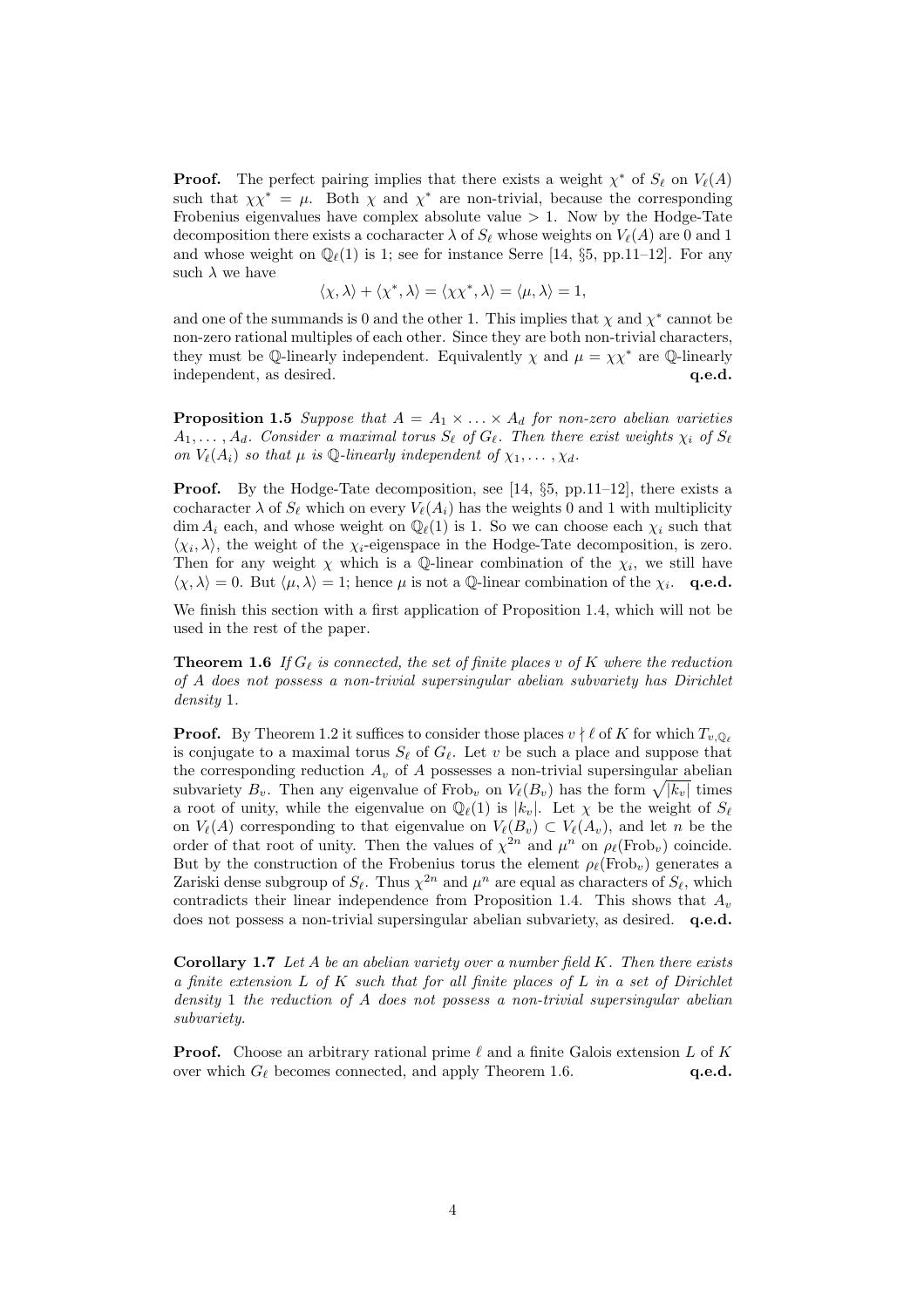**Proof.** The perfect pairing implies that there exists a weight $\chi^*$ of $S_\ell$ on $V_\ell(A)$ such that $\chi\chi^* = \mu$. Both $\chi$ and $\chi^*$ are non-trivial, because the corresponding Frobenius eigenvalues have complex absolute value $> 1$. Now by the Hodge-Tate decomposition there exists a cocharacter $\lambda$ of $S_\ell$ whose weights on $V_\ell(A)$ are 0 and 1 and whose weight on $\mathbb{Q}_\ell(1)$ is 1; see for instance Serre [14, §5, pp.11–12]. For any such $\lambda$ we have

$$\langle \chi, \lambda \rangle + \langle \chi^*, \lambda \rangle = \langle \chi\chi^*, \lambda \rangle = \langle \mu, \lambda \rangle = 1,$$

and one of the summands is 0 and the other 1. This implies that $\chi$ and $\chi^*$ cannot be non-zero rational multiples of each other. Since they are both non-trivial characters, they must be $\mathbb{Q}$-linearly independent. Equivalently $\chi$ and $\mu = \chi\chi^*$ are $\mathbb{Q}$-linearly independent, as desired. **q.e.d.**

**Proposition 1.5** *Suppose that $A = A_1 \times \ldots \times A_d$ for non-zero abelian varieties $A_1, \ldots, A_d$. Consider a maximal torus $S_\ell$ of $G_\ell$. Then there exist weights $\chi_i$ of $S_\ell$ on $V_\ell(A_i)$ so that $\mu$ is $\mathbb{Q}$-linearly independent of $\chi_1, \ldots, \chi_d$.*

**Proof.** By the Hodge-Tate decomposition, see [14, §5, pp.11–12], there exists a cocharacter $\lambda$ of $S_\ell$ which on every $V_\ell(A_i)$ has the weights 0 and 1 with multiplicity $\dim A_i$ each, and whose weight on $\mathbb{Q}_\ell(1)$ is 1. So we can choose each $\chi_i$ such that $\langle \chi_i, \lambda \rangle$, the weight of the $\chi_i$-eigenspace in the Hodge-Tate decomposition, is zero. Then for any weight $\chi$ which is a $\mathbb{Q}$-linear combination of the $\chi_i$, we still have $\langle \chi, \lambda \rangle = 0$. But $\langle \mu, \lambda \rangle = 1$; hence $\mu$ is not a $\mathbb{Q}$-linear combination of the $\chi_i$. **q.e.d.**

We finish this section with a first application of Proposition 1.4, which will not be used in the rest of the paper.

**Theorem 1.6** *If $G_\ell$ is connected, the set of finite places $v$ of $K$ where the reduction of $A$ does not possess a non-trivial supersingular abelian subvariety has Dirichlet density 1.*

**Proof.** By Theorem 1.2 it suffices to consider those places $v \nmid \ell$ of $K$ for which $T_{v,\mathbb{Q}_\ell}$ is conjugate to a maximal torus $S_\ell$ of $G_\ell$. Let $v$ be such a place and suppose that the corresponding reduction $A_v$ of $A$ possesses a non-trivial supersingular abelian subvariety $B_v$. Then any eigenvalue of $\mathrm{Frob}_v$ on $V_\ell(B_v)$ has the form $\sqrt{|k_v|}$ times a root of unity, while the eigenvalue on $\mathbb{Q}_\ell(1)$ is $|k_v|$. Let $\chi$ be the weight of $S_\ell$ on $V_\ell(A)$ corresponding to that eigenvalue on $V_\ell(B_v) \subset V_\ell(A_v)$, and let $n$ be the order of that root of unity. Then the values of $\chi^{2n}$ and $\mu^n$ on $\rho_\ell(\mathrm{Frob}_v)$ coincide. But by the construction of the Frobenius torus the element $\rho_\ell(\mathrm{Frob}_v)$ generates a Zariski dense subgroup of $S_\ell$. Thus $\chi^{2n}$ and $\mu^n$ are equal as characters of $S_\ell$, which contradicts their linear independence from Proposition 1.4. This shows that $A_v$ does not possess a non-trivial supersingular abelian subvariety, as desired. **q.e.d.**

**Corollary 1.7** *Let $A$ be an abelian variety over a number field $K$. Then there exists a finite extension $L$ of $K$ such that for all finite places of $L$ in a set of Dirichlet density 1 the reduction of $A$ does not possess a non-trivial supersingular abelian subvariety.*

**Proof.** Choose an arbitrary rational prime $\ell$ and a finite Galois extension $L$ of $K$ over which $G_\ell$ becomes connected, and apply Theorem 1.6. **q.e.d.**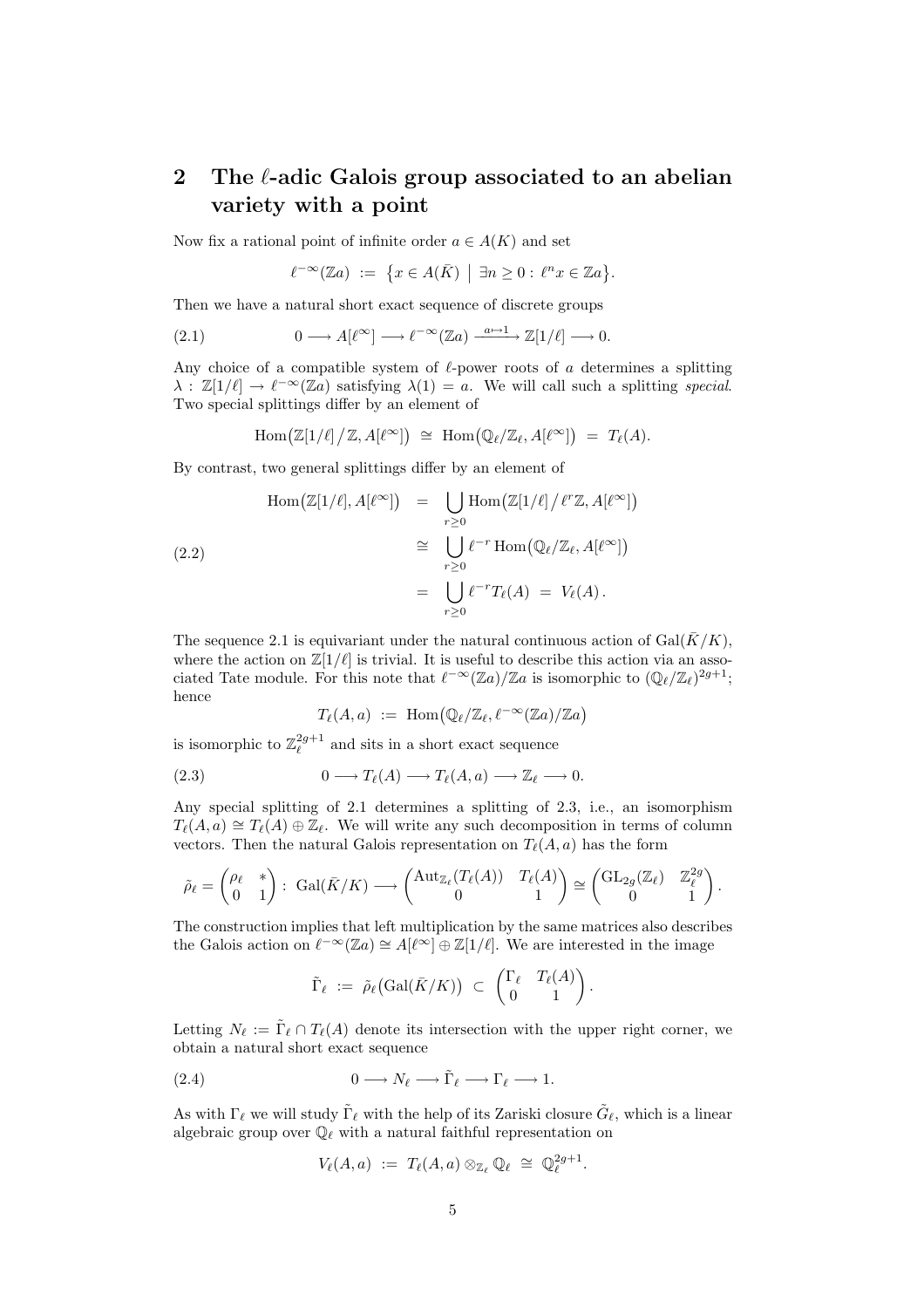## 2 The $\ell$-adic Galois group associated to an abelian variety with a point

Now fix a rational point of infinite order $a \in A(K)$ and set

$$\ell^{-\infty}(\mathbb{Z}a) \;:=\; \bigl\{x \in A(\bar{K}) \;\big|\; \exists n \geq 0 : \ell^n x \in \mathbb{Z}a\bigr\}.$$

Then we have a natural short exact sequence of discrete groups

$$0 \longrightarrow A[\ell^\infty] \longrightarrow \ell^{-\infty}(\mathbb{Z}a) \xrightarrow{a \mapsto 1} \mathbb{Z}[1/\ell] \longrightarrow 0. \tag{2.1}$$

Any choice of a compatible system of $\ell$-power roots of $a$ determines a splitting $\lambda : \mathbb{Z}[1/\ell] \to \ell^{-\infty}(\mathbb{Z}a)$ satisfying $\lambda(1) = a$. We will call such a splitting *special*. Two special splittings differ by an element of

$$\mathrm{Hom}\bigl(\mathbb{Z}[1/\ell]\,/\,\mathbb{Z}, A[\ell^\infty]\bigr) \;\cong\; \mathrm{Hom}\bigl(\mathbb{Q}_\ell/\mathbb{Z}_\ell, A[\ell^\infty]\bigr) \;=\; T_\ell(A).$$

By contrast, two general splittings differ by an element of

$$\begin{aligned}
\mathrm{Hom}\bigl(\mathbb{Z}[1/\ell], A[\ell^\infty]\bigr) \;&=\; \bigcup_{r\geq 0} \mathrm{Hom}\bigl(\mathbb{Z}[1/\ell]\,/\,\ell^r\mathbb{Z}, A[\ell^\infty]\bigr) \\
&\cong\; \bigcup_{r\geq 0} \ell^{-r}\,\mathrm{Hom}\bigl(\mathbb{Q}_\ell/\mathbb{Z}_\ell, A[\ell^\infty]\bigr) \\
&=\; \bigcup_{r\geq 0} \ell^{-r} T_\ell(A) \;=\; V_\ell(A)\,.
\end{aligned} \tag{2.2}$$

The sequence 2.1 is equivariant under the natural continuous action of $\mathrm{Gal}(\bar{K}/K)$, where the action on $\mathbb{Z}[1/\ell]$ is trivial. It is useful to describe this action via an associated Tate module. For this note that $\ell^{-\infty}(\mathbb{Z}a)/\mathbb{Z}a$ is isomorphic to $(\mathbb{Q}_\ell/\mathbb{Z}_\ell)^{2g+1}$; hence

$$T_\ell(A, a) \;:=\; \mathrm{Hom}\bigl(\mathbb{Q}_\ell/\mathbb{Z}_\ell, \ell^{-\infty}(\mathbb{Z}a)/\mathbb{Z}a\bigr)$$

is isomorphic to $\mathbb{Z}_\ell^{2g+1}$ and sits in a short exact sequence

$$0 \longrightarrow T_\ell(A) \longrightarrow T_\ell(A, a) \longrightarrow \mathbb{Z}_\ell \longrightarrow 0. \tag{2.3}$$

Any special splitting of 2.1 determines a splitting of 2.3, i.e., an isomorphism $T_\ell(A, a) \cong T_\ell(A) \oplus \mathbb{Z}_\ell$. We will write any such decomposition in terms of column vectors. Then the natural Galois representation on $T_\ell(A, a)$ has the form

$$\tilde{\rho}_\ell = \begin{pmatrix} \rho_\ell & * \\ 0 & 1 \end{pmatrix} : \; \mathrm{Gal}(\bar{K}/K) \longrightarrow \begin{pmatrix} \mathrm{Aut}_{\mathbb{Z}_\ell}(T_\ell(A)) & T_\ell(A) \\ 0 & 1 \end{pmatrix} \cong \begin{pmatrix} \mathrm{GL}_{2g}(\mathbb{Z}_\ell) & \mathbb{Z}_\ell^{2g} \\ 0 & 1 \end{pmatrix}.$$

The construction implies that left multiplication by the same matrices also describes the Galois action on $\ell^{-\infty}(\mathbb{Z}a) \cong A[\ell^\infty] \oplus \mathbb{Z}[1/\ell]$. We are interested in the image

$$\tilde{\Gamma}_\ell \;:=\; \tilde{\rho}_\ell\bigl(\mathrm{Gal}(\bar{K}/K)\bigr) \;\subset\; \begin{pmatrix} \Gamma_\ell & T_\ell(A) \\ 0 & 1 \end{pmatrix}.$$

Letting $N_\ell := \tilde{\Gamma}_\ell \cap T_\ell(A)$ denote its intersection with the upper right corner, we obtain a natural short exact sequence

$$0 \longrightarrow N_\ell \longrightarrow \tilde{\Gamma}_\ell \longrightarrow \Gamma_\ell \longrightarrow 1. \tag{2.4}$$

As with $\Gamma_\ell$ we will study $\tilde{\Gamma}_\ell$ with the help of its Zariski closure $\tilde{G}_\ell$, which is a linear algebraic group over $\mathbb{Q}_\ell$ with a natural faithful representation on

$$V_\ell(A, a) \;:=\; T_\ell(A, a) \otimes_{\mathbb{Z}_\ell} \mathbb{Q}_\ell \;\cong\; \mathbb{Q}_\ell^{2g+1}.$$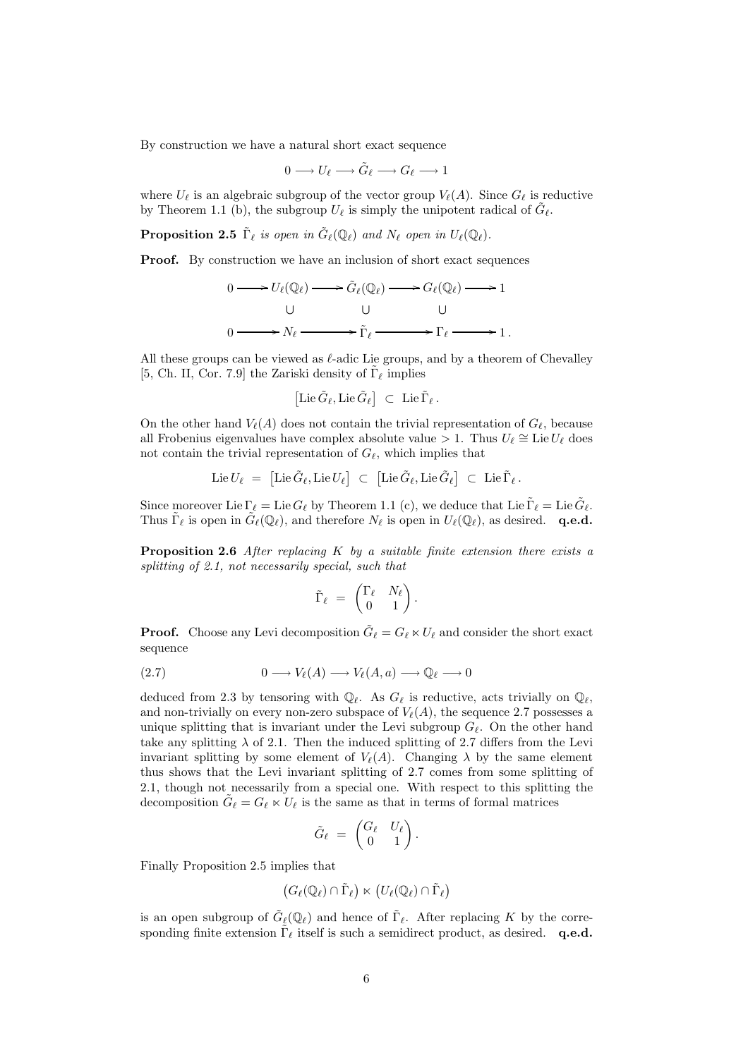By construction we have a natural short exact sequence

$$0 \longrightarrow U_\ell \longrightarrow \tilde{G}_\ell \longrightarrow G_\ell \longrightarrow 1$$

where $U_\ell$ is an algebraic subgroup of the vector group $V_\ell(A)$. Since $G_\ell$ is reductive by Theorem 1.1 (b), the subgroup $U_\ell$ is simply the unipotent radical of $\tilde{G}_\ell$.

**Proposition 2.5** *$\tilde{\Gamma}_\ell$ is open in $\tilde{G}_\ell(\mathbb{Q}_\ell)$ and $N_\ell$ open in $U_\ell(\mathbb{Q}_\ell)$.*

**Proof.** By construction we have an inclusion of short exact sequences

$$\begin{array}{ccccccccc}
0 & \longrightarrow & U_\ell(\mathbb{Q}_\ell) & \longrightarrow & \tilde{G}_\ell(\mathbb{Q}_\ell) & \longrightarrow & G_\ell(\mathbb{Q}_\ell) & \longrightarrow & 1 \\
 & & \cup & & \cup & & \cup & & \\
0 & \longrightarrow & N_\ell & \longrightarrow & \tilde{\Gamma}_\ell & \longrightarrow & \Gamma_\ell & \longrightarrow & 1\,.
\end{array}$$

All these groups can be viewed as $\ell$-adic Lie groups, and by a theorem of Chevalley [5, Ch. II, Cor. 7.9] the Zariski density of $\tilde{\Gamma}_\ell$ implies

$$\big[\operatorname{Lie}\tilde{G}_\ell, \operatorname{Lie}\tilde{G}_\ell\big] \;\subset\; \operatorname{Lie}\tilde{\Gamma}_\ell\,.$$

On the other hand $V_\ell(A)$ does not contain the trivial representation of $G_\ell$, because all Frobenius eigenvalues have complex absolute value $> 1$. Thus $U_\ell \cong \operatorname{Lie} U_\ell$ does not contain the trivial representation of $G_\ell$, which implies that

$$\operatorname{Lie} U_\ell \;=\; \big[\operatorname{Lie}\tilde{G}_\ell, \operatorname{Lie} U_\ell\big] \;\subset\; \big[\operatorname{Lie}\tilde{G}_\ell, \operatorname{Lie}\tilde{G}_\ell\big] \;\subset\; \operatorname{Lie}\tilde{\Gamma}_\ell\,.$$

Since moreover $\operatorname{Lie}\Gamma_\ell = \operatorname{Lie} G_\ell$ by Theorem 1.1 (c), we deduce that $\operatorname{Lie}\tilde{\Gamma}_\ell = \operatorname{Lie}\tilde{G}_\ell$. Thus $\tilde{\Gamma}_\ell$ is open in $\tilde{G}_\ell(\mathbb{Q}_\ell)$, and therefore $N_\ell$ is open in $U_\ell(\mathbb{Q}_\ell)$, as desired. **q.e.d.**

**Proposition 2.6** *After replacing $K$ by a suitable finite extension there exists a splitting of 2.1, not necessarily special, such that*

$$\tilde{\Gamma}_\ell \;=\; \begin{pmatrix} \Gamma_\ell & N_\ell \\ 0 & 1 \end{pmatrix}.$$

**Proof.** Choose any Levi decomposition $\tilde{G}_\ell = G_\ell \ltimes U_\ell$ and consider the short exact sequence

$$0 \longrightarrow V_\ell(A) \longrightarrow V_\ell(A,a) \longrightarrow \mathbb{Q}_\ell \longrightarrow 0 \tag{2.7}$$

deduced from 2.3 by tensoring with $\mathbb{Q}_\ell$. As $G_\ell$ is reductive, acts trivially on $\mathbb{Q}_\ell$, and non-trivially on every non-zero subspace of $V_\ell(A)$, the sequence 2.7 possesses a unique splitting that is invariant under the Levi subgroup $G_\ell$. On the other hand take any splitting $\lambda$ of 2.1. Then the induced splitting of 2.7 differs from the Levi invariant splitting by some element of $V_\ell(A)$. Changing $\lambda$ by the same element thus shows that the Levi invariant splitting of 2.7 comes from some splitting of 2.1, though not necessarily from a special one. With respect to this splitting the decomposition $\tilde{G}_\ell = G_\ell \ltimes U_\ell$ is the same as that in terms of formal matrices

$$\tilde{G}_\ell \;=\; \begin{pmatrix} G_\ell & U_\ell \\ 0 & 1 \end{pmatrix}.$$

Finally Proposition 2.5 implies that

$$\big(G_\ell(\mathbb{Q}_\ell) \cap \tilde{\Gamma}_\ell\big) \ltimes \big(U_\ell(\mathbb{Q}_\ell) \cap \tilde{\Gamma}_\ell\big)$$

is an open subgroup of $\tilde{G}_\ell(\mathbb{Q}_\ell)$ and hence of $\tilde{\Gamma}_\ell$. After replacing $K$ by the corresponding finite extension $\tilde{\Gamma}_\ell$ itself is such a semidirect product, as desired. **q.e.d.**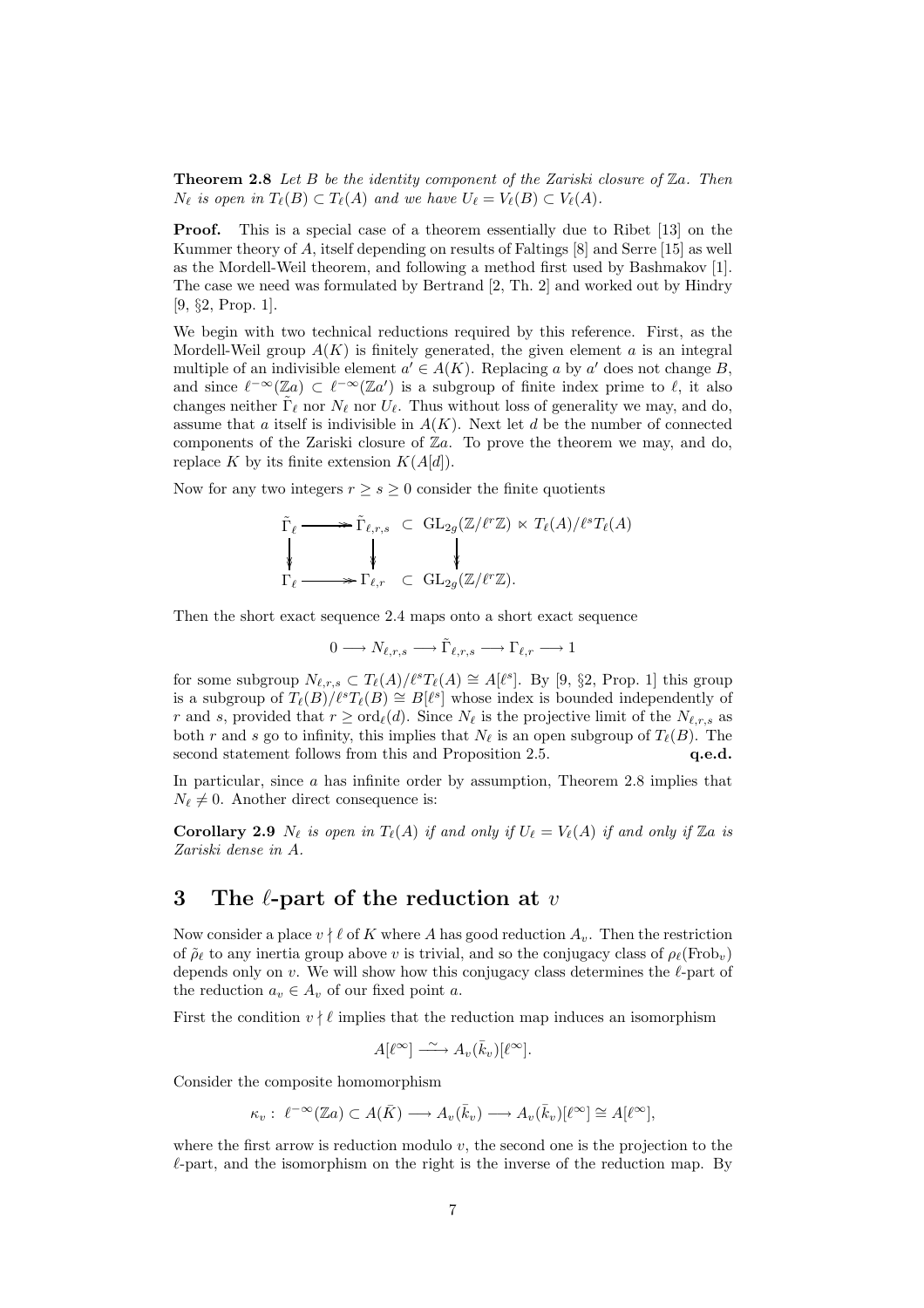**Theorem 2.8** *Let $B$ be the identity component of the Zariski closure of $\mathbb{Z}a$. Then $N_\ell$ is open in $T_\ell(B) \subset T_\ell(A)$ and we have $U_\ell = V_\ell(B) \subset V_\ell(A)$.*

**Proof.** This is a special case of a theorem essentially due to Ribet [13] on the Kummer theory of $A$, itself depending on results of Faltings [8] and Serre [15] as well as the Mordell-Weil theorem, and following a method first used by Bashmakov [1]. The case we need was formulated by Bertrand [2, Th. 2] and worked out by Hindry [9, §2, Prop. 1].

We begin with two technical reductions required by this reference. First, as the Mordell-Weil group $A(K)$ is finitely generated, the given element $a$ is an integral multiple of an indivisible element $a' \in A(K)$. Replacing $a$ by $a'$ does not change $B$, and since $\ell^{-\infty}(\mathbb{Z}a) \subset \ell^{-\infty}(\mathbb{Z}a')$ is a subgroup of finite index prime to $\ell$, it also changes neither $\tilde{\Gamma}_\ell$ nor $N_\ell$ nor $U_\ell$. Thus without loss of generality we may, and do, assume that $a$ itself is indivisible in $A(K)$. Next let $d$ be the number of connected components of the Zariski closure of $\mathbb{Z}a$. To prove the theorem we may, and do, replace $K$ by its finite extension $K(A[d])$.

Now for any two integers $r \geq s \geq 0$ consider the finite quotients

$$\begin{array}{ccccc}
\tilde{\Gamma}_\ell & \twoheadrightarrow & \tilde{\Gamma}_{\ell,r,s} & \subset & \mathrm{GL}_{2g}(\mathbb{Z}/\ell^r\mathbb{Z}) \ltimes T_\ell(A)/\ell^s T_\ell(A) \\
\downarrow & & \downarrow & & \downarrow \\
\Gamma_\ell & \twoheadrightarrow & \Gamma_{\ell,r} & \subset & \mathrm{GL}_{2g}(\mathbb{Z}/\ell^r\mathbb{Z}).
\end{array}$$

Then the short exact sequence 2.4 maps onto a short exact sequence

$$0 \longrightarrow N_{\ell,r,s} \longrightarrow \tilde{\Gamma}_{\ell,r,s} \longrightarrow \Gamma_{\ell,r} \longrightarrow 1$$

for some subgroup $N_{\ell,r,s} \subset T_\ell(A)/\ell^s T_\ell(A) \cong A[\ell^s]$. By [9, §2, Prop. 1] this group is a subgroup of $T_\ell(B)/\ell^s T_\ell(B) \cong B[\ell^s]$ whose index is bounded independently of $r$ and $s$, provided that $r \geq \mathrm{ord}_\ell(d)$. Since $N_\ell$ is the projective limit of the $N_{\ell,r,s}$ as both $r$ and $s$ go to infinity, this implies that $N_\ell$ is an open subgroup of $T_\ell(B)$. The second statement follows from this and Proposition 2.5. **q.e.d.**

In particular, since $a$ has infinite order by assumption, Theorem 2.8 implies that $N_\ell \neq 0$. Another direct consequence is:

**Corollary 2.9** *$N_\ell$ is open in $T_\ell(A)$ if and only if $U_\ell = V_\ell(A)$ if and only if $\mathbb{Z}a$ is Zariski dense in $A$.*

# 3 The $\ell$-part of the reduction at $v$

Now consider a place $v \nmid \ell$ of $K$ where $A$ has good reduction $A_v$. Then the restriction of $\tilde{\rho}_\ell$ to any inertia group above $v$ is trivial, and so the conjugacy class of $\rho_\ell(\mathrm{Frob}_v)$ depends only on $v$. We will show how this conjugacy class determines the $\ell$-part of the reduction $a_v \in A_v$ of our fixed point $a$.

First the condition $v \nmid \ell$ implies that the reduction map induces an isomorphism

$$A[\ell^\infty] \xrightarrow{\ \sim\ } A_v(\bar{k}_v)[\ell^\infty].$$

Consider the composite homomorphism

$$\kappa_v :\ \ell^{-\infty}(\mathbb{Z}a) \subset A(\bar{K}) \longrightarrow A_v(\bar{k}_v) \longrightarrow A_v(\bar{k}_v)[\ell^\infty] \cong A[\ell^\infty],$$

where the first arrow is reduction modulo $v$, the second one is the projection to the $\ell$-part, and the isomorphism on the right is the inverse of the reduction map. By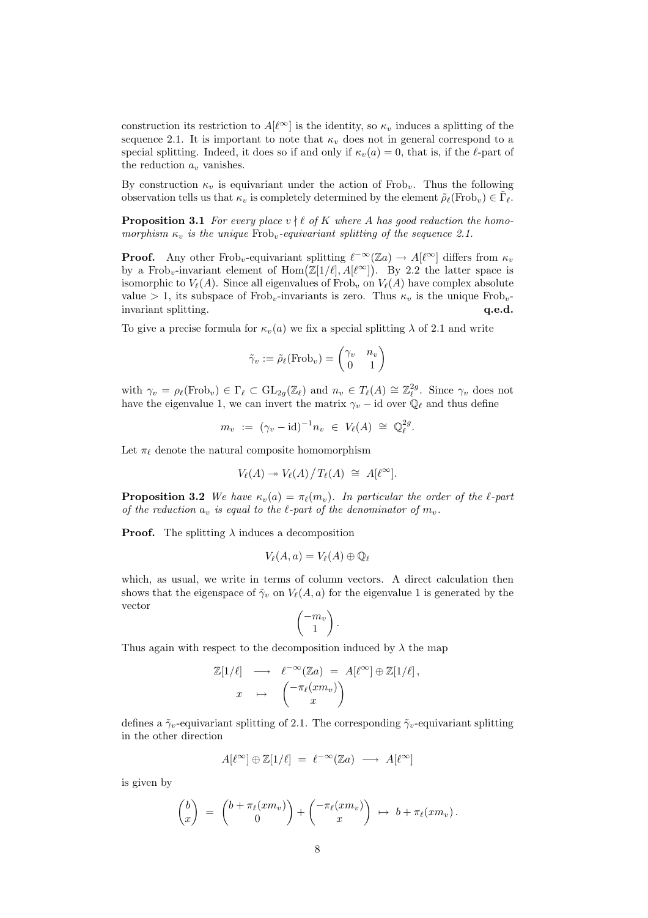construction its restriction to $A[\ell^\infty]$ is the identity, so $\kappa_v$ induces a splitting of the sequence 2.1. It is important to note that $\kappa_v$ does not in general correspond to a special splitting. Indeed, it does so if and only if $\kappa_v(a) = 0$, that is, if the $\ell$-part of the reduction $a_v$ vanishes.

By construction $\kappa_v$ is equivariant under the action of $\mathrm{Frob}_v$. Thus the following observation tells us that $\kappa_v$ is completely determined by the element $\tilde\rho_\ell(\mathrm{Frob}_v) \in \tilde\Gamma_\ell$.

**Proposition 3.1** *For every place $v \nmid \ell$ of $K$ where $A$ has good reduction the homomorphism $\kappa_v$ is the unique $\mathrm{Frob}_v$-equivariant splitting of the sequence 2.1.*

**Proof.** Any other $\mathrm{Frob}_v$-equivariant splitting $\ell^{-\infty}(\mathbb{Z}a) \to A[\ell^\infty]$ differs from $\kappa_v$ by a $\mathrm{Frob}_v$-invariant element of $\mathrm{Hom}\big(\mathbb{Z}[1/\ell], A[\ell^\infty]\big)$. By 2.2 the latter space is isomorphic to $V_\ell(A)$. Since all eigenvalues of $\mathrm{Frob}_v$ on $V_\ell(A)$ have complex absolute value $> 1$, its subspace of $\mathrm{Frob}_v$-invariants is zero. Thus $\kappa_v$ is the unique $\mathrm{Frob}_v$-invariant splitting. **q.e.d.**

To give a precise formula for $\kappa_v(a)$ we fix a special splitting $\lambda$ of 2.1 and write

$$\tilde\gamma_v := \tilde\rho_\ell(\mathrm{Frob}_v) = \begin{pmatrix} \gamma_v & n_v \\ 0 & 1 \end{pmatrix}$$

with $\gamma_v = \rho_\ell(\mathrm{Frob}_v) \in \Gamma_\ell \subset \mathrm{GL}_{2g}(\mathbb{Z}_\ell)$ and $n_v \in T_\ell(A) \cong \mathbb{Z}_\ell^{2g}$. Since $\gamma_v$ does not have the eigenvalue 1, we can invert the matrix $\gamma_v - \mathrm{id}$ over $\mathbb{Q}_\ell$ and thus define

$$m_v \;:=\; (\gamma_v - \mathrm{id})^{-1} n_v \;\in\; V_\ell(A) \;\cong\; \mathbb{Q}_\ell^{2g}.$$

Let $\pi_\ell$ denote the natural composite homomorphism

$$V_\ell(A) \twoheadrightarrow V_\ell(A) \big/ T_\ell(A) \;\cong\; A[\ell^\infty].$$

**Proposition 3.2** *We have $\kappa_v(a) = \pi_\ell(m_v)$. In particular the order of the $\ell$-part of the reduction $a_v$ is equal to the $\ell$-part of the denominator of $m_v$.*

**Proof.** The splitting $\lambda$ induces a decomposition

$$V_\ell(A, a) = V_\ell(A) \oplus \mathbb{Q}_\ell$$

which, as usual, we write in terms of column vectors. A direct calculation then shows that the eigenspace of $\tilde\gamma_v$ on $V_\ell(A, a)$ for the eigenvalue 1 is generated by the vector

$$\begin{pmatrix} -m_v \\ 1 \end{pmatrix}.$$

Thus again with respect to the decomposition induced by $\lambda$ the map

$$\begin{array}{rcl} \mathbb{Z}[1/\ell] & \longrightarrow & \ell^{-\infty}(\mathbb{Z}a) \;=\; A[\ell^\infty] \oplus \mathbb{Z}[1/\ell]\,, \\ x & \mapsto & \begin{pmatrix} -\pi_\ell(x m_v) \\ x \end{pmatrix} \end{array}$$

defines a $\tilde\gamma_v$-equivariant splitting of 2.1. The corresponding $\tilde\gamma_v$-equivariant splitting in the other direction

$$A[\ell^\infty] \oplus \mathbb{Z}[1/\ell] \;=\; \ell^{-\infty}(\mathbb{Z}a) \;\longrightarrow\; A[\ell^\infty]$$

is given by

$$\begin{pmatrix} b \\ x \end{pmatrix} \;=\; \begin{pmatrix} b + \pi_\ell(x m_v) \\ 0 \end{pmatrix} + \begin{pmatrix} -\pi_\ell(x m_v) \\ x \end{pmatrix} \;\mapsto\; b + \pi_\ell(x m_v)\,.$$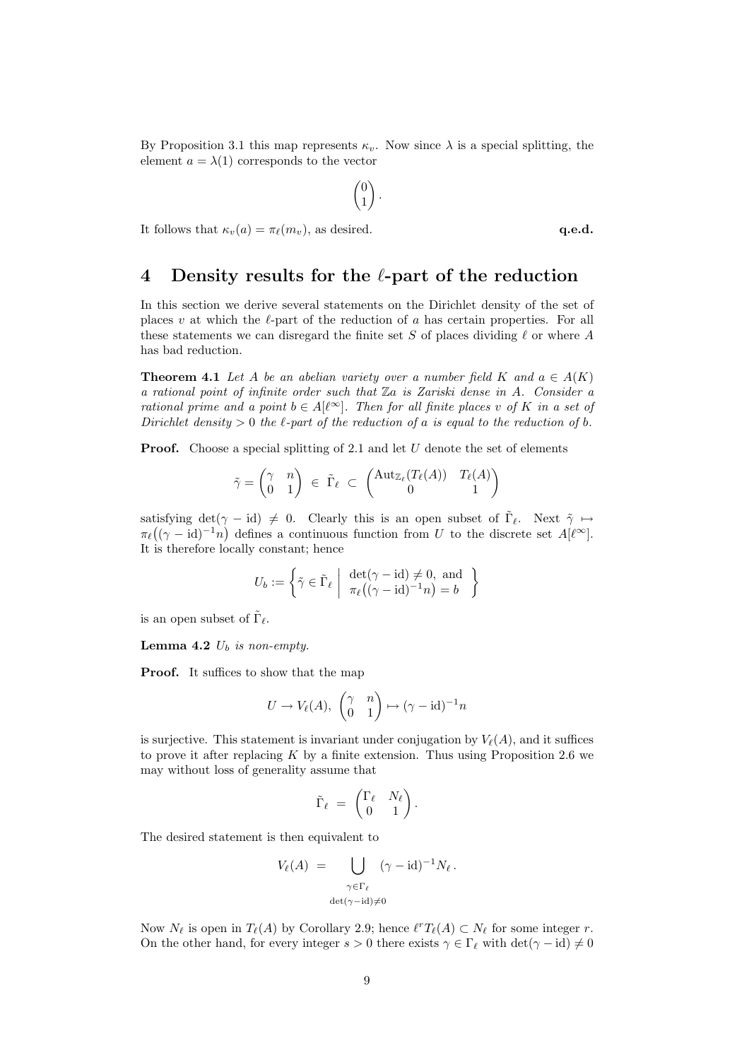By Proposition 3.1 this map represents $\kappa_v$. Now since $\lambda$ is a special splitting, the element $a = \lambda(1)$ corresponds to the vector

$$\begin{pmatrix} 0 \\ 1 \end{pmatrix}.$$

It follows that $\kappa_v(a) = \pi_\ell(m_v)$, as desired. **q.e.d.**

## 4 Density results for the $\ell$-part of the reduction

In this section we derive several statements on the Dirichlet density of the set of places $v$ at which the $\ell$-part of the reduction of $a$ has certain properties. For all these statements we can disregard the finite set $S$ of places dividing $\ell$ or where $A$ has bad reduction.

**Theorem 4.1** *Let $A$ be an abelian variety over a number field $K$ and $a \in A(K)$ a rational point of infinite order such that $\mathbb{Z}a$ is Zariski dense in $A$. Consider a rational prime and a point $b \in A[\ell^\infty]$. Then for all finite places $v$ of $K$ in a set of Dirichlet density $> 0$ the $\ell$-part of the reduction of $a$ is equal to the reduction of $b$.*

**Proof.** Choose a special splitting of 2.1 and let $U$ denote the set of elements

$$\tilde{\gamma} = \begin{pmatrix} \gamma & n \\ 0 & 1 \end{pmatrix} \in \tilde{\Gamma}_\ell \subset \begin{pmatrix} \mathrm{Aut}_{\mathbb{Z}_\ell}(T_\ell(A)) & T_\ell(A) \\ 0 & 1 \end{pmatrix}$$

satisfying $\det(\gamma - \mathrm{id}) \neq 0$. Clearly this is an open subset of $\tilde{\Gamma}_\ell$. Next $\tilde{\gamma} \mapsto \pi_\ell\big((\gamma - \mathrm{id})^{-1}n\big)$ defines a continuous function from $U$ to the discrete set $A[\ell^\infty]$. It is therefore locally constant; hence

$$U_b := \left\{ \tilde{\gamma} \in \tilde{\Gamma}_\ell \;\middle|\; \begin{array}{l} \det(\gamma - \mathrm{id}) \neq 0, \text{ and} \\ \pi_\ell\big((\gamma - \mathrm{id})^{-1}n\big) = b \end{array} \right\}$$

is an open subset of $\tilde{\Gamma}_\ell$.

**Lemma 4.2** *$U_b$ is non-empty.*

**Proof.** It suffices to show that the map

$$U \to V_\ell(A),\; \begin{pmatrix} \gamma & n \\ 0 & 1 \end{pmatrix} \mapsto (\gamma - \mathrm{id})^{-1}n$$

is surjective. This statement is invariant under conjugation by $V_\ell(A)$, and it suffices to prove it after replacing $K$ by a finite extension. Thus using Proposition 2.6 we may without loss of generality assume that

$$\tilde{\Gamma}_\ell \;=\; \begin{pmatrix} \Gamma_\ell & N_\ell \\ 0 & 1 \end{pmatrix}.$$

The desired statement is then equivalent to

$$V_\ell(A) \;=\; \bigcup_{\substack{\gamma \in \Gamma_\ell \\ \det(\gamma - \mathrm{id}) \neq 0}} (\gamma - \mathrm{id})^{-1} N_\ell\,.$$

Now $N_\ell$ is open in $T_\ell(A)$ by Corollary 2.9; hence $\ell^r T_\ell(A) \subset N_\ell$ for some integer $r$. On the other hand, for every integer $s > 0$ there exists $\gamma \in \Gamma_\ell$ with $\det(\gamma - \mathrm{id}) \neq 0$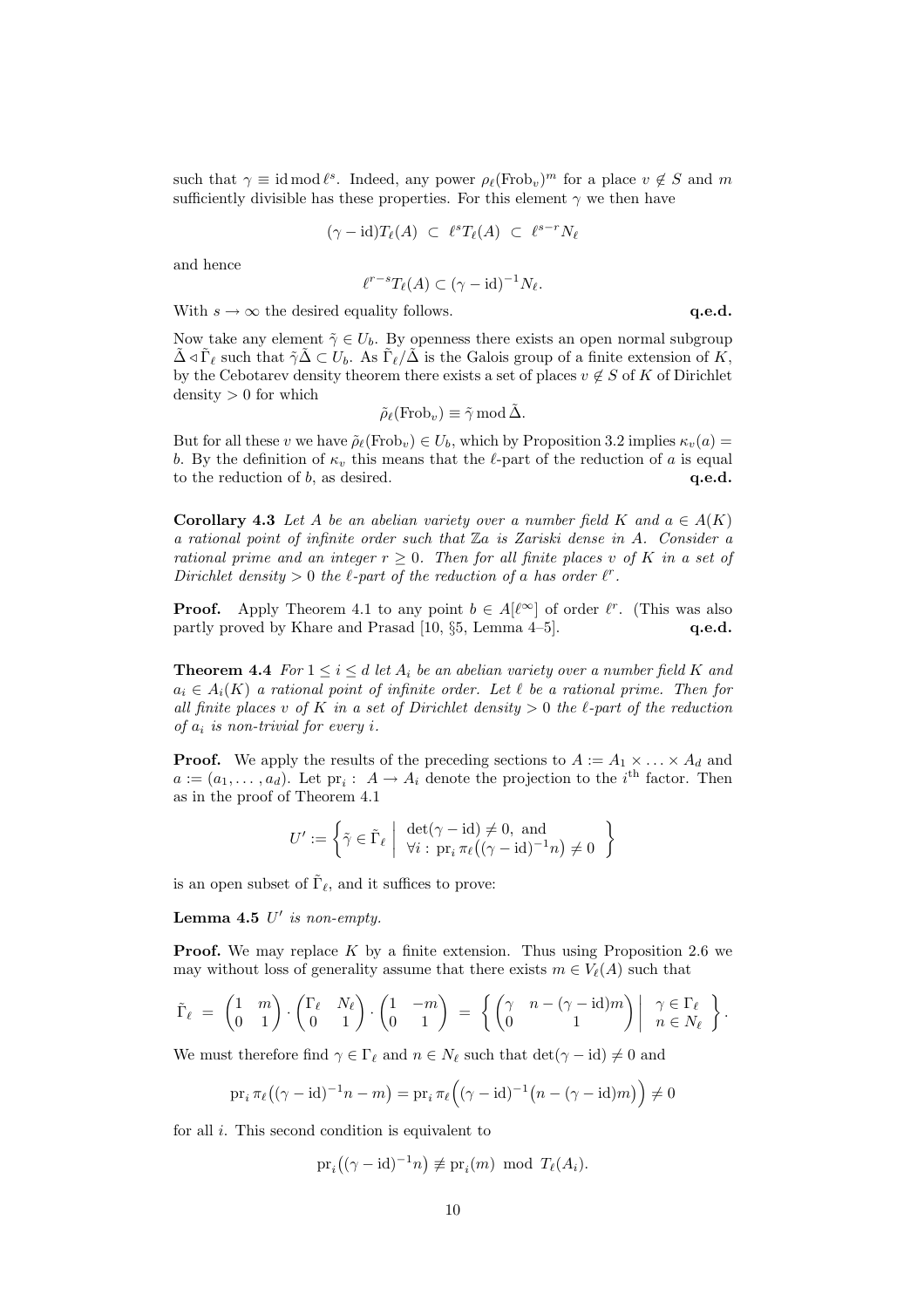such that $\gamma \equiv \mathrm{id} \bmod \ell^s$. Indeed, any power $\rho_\ell(\mathrm{Frob}_v)^m$ for a place $v \notin S$ and $m$ sufficiently divisible has these properties. For this element $\gamma$ we then have

$$(\gamma - \mathrm{id})T_\ell(A) \;\subset\; \ell^s T_\ell(A) \;\subset\; \ell^{s-r} N_\ell$$

and hence

$$\ell^{r-s} T_\ell(A) \subset (\gamma - \mathrm{id})^{-1} N_\ell.$$

With $s \to \infty$ the desired equality follows. **q.e.d.**

Now take any element $\tilde{\gamma} \in U_b$. By openness there exists an open normal subgroup $\tilde{\Delta} \triangleleft \tilde{\Gamma}_\ell$ such that $\tilde{\gamma}\tilde{\Delta} \subset U_b$. As $\tilde{\Gamma}_\ell/\tilde{\Delta}$ is the Galois group of a finite extension of $K$, by the Cebotarev density theorem there exists a set of places $v \notin S$ of $K$ of Dirichlet density $> 0$ for which

$$\tilde{\rho}_\ell(\mathrm{Frob}_v) \equiv \tilde{\gamma} \bmod \tilde{\Delta}.$$

But for all these $v$ we have $\tilde{\rho}_\ell(\mathrm{Frob}_v) \in U_b$, which by Proposition 3.2 implies $\kappa_v(a) = b$. By the definition of $\kappa_v$ this means that the $\ell$-part of the reduction of $a$ is equal to the reduction of $b$, as desired. **q.e.d.**

**Corollary 4.3** *Let $A$ be an abelian variety over a number field $K$ and $a \in A(K)$ a rational point of infinite order such that $\mathbb{Z}a$ is Zariski dense in $A$. Consider a rational prime and an integer $r \geq 0$. Then for all finite places $v$ of $K$ in a set of Dirichlet density $> 0$ the $\ell$-part of the reduction of $a$ has order $\ell^r$.*

**Proof.** Apply Theorem 4.1 to any point $b \in A[\ell^\infty]$ of order $\ell^r$. (This was also partly proved by Khare and Prasad [10, §5, Lemma 4–5]. **q.e.d.**

**Theorem 4.4** *For $1 \leq i \leq d$ let $A_i$ be an abelian variety over a number field $K$ and $a_i \in A_i(K)$ a rational point of infinite order. Let $\ell$ be a rational prime. Then for all finite places $v$ of $K$ in a set of Dirichlet density $> 0$ the $\ell$-part of the reduction of $a_i$ is non-trivial for every $i$.*

**Proof.** We apply the results of the preceding sections to $A := A_1 \times \ldots \times A_d$ and $a := (a_1, \ldots, a_d)$. Let $\mathrm{pr}_i : A \to A_i$ denote the projection to the $i^{\text{th}}$ factor. Then as in the proof of Theorem 4.1

$$U' := \left\{ \tilde{\gamma} \in \tilde{\Gamma}_\ell \;\middle|\; \begin{array}{l} \det(\gamma - \mathrm{id}) \neq 0, \text{ and} \\ \forall i: \mathrm{pr}_i\, \pi_\ell\big((\gamma - \mathrm{id})^{-1} n\big) \neq 0 \end{array} \right\}$$

is an open subset of $\tilde{\Gamma}_\ell$, and it suffices to prove:

**Lemma 4.5** *$U'$ is non-empty.*

**Proof.** We may replace $K$ by a finite extension. Thus using Proposition 2.6 we may without loss of generality assume that there exists $m \in V_\ell(A)$ such that

$$\tilde{\Gamma}_\ell \;=\; \begin{pmatrix} 1 & m \\ 0 & 1 \end{pmatrix} \cdot \begin{pmatrix} \Gamma_\ell & N_\ell \\ 0 & 1 \end{pmatrix} \cdot \begin{pmatrix} 1 & -m \\ 0 & 1 \end{pmatrix} \;=\; \left\{ \begin{pmatrix} \gamma & n - (\gamma - \mathrm{id})m \\ 0 & 1 \end{pmatrix} \;\middle|\; \begin{array}{l} \gamma \in \Gamma_\ell \\ n \in N_\ell \end{array} \right\}.$$

We must therefore find $\gamma \in \Gamma_\ell$ and $n \in N_\ell$ such that $\det(\gamma - \mathrm{id}) \neq 0$ and

$$\mathrm{pr}_i\, \pi_\ell\big((\gamma - \mathrm{id})^{-1} n - m\big) = \mathrm{pr}_i\, \pi_\ell\Big((\gamma - \mathrm{id})^{-1}\big(n - (\gamma - \mathrm{id})m\big)\Big) \neq 0$$

for all $i$. This second condition is equivalent to

$$\mathrm{pr}_i\big((\gamma - \mathrm{id})^{-1} n\big) \not\equiv \mathrm{pr}_i(m) \mod T_\ell(A_i).$$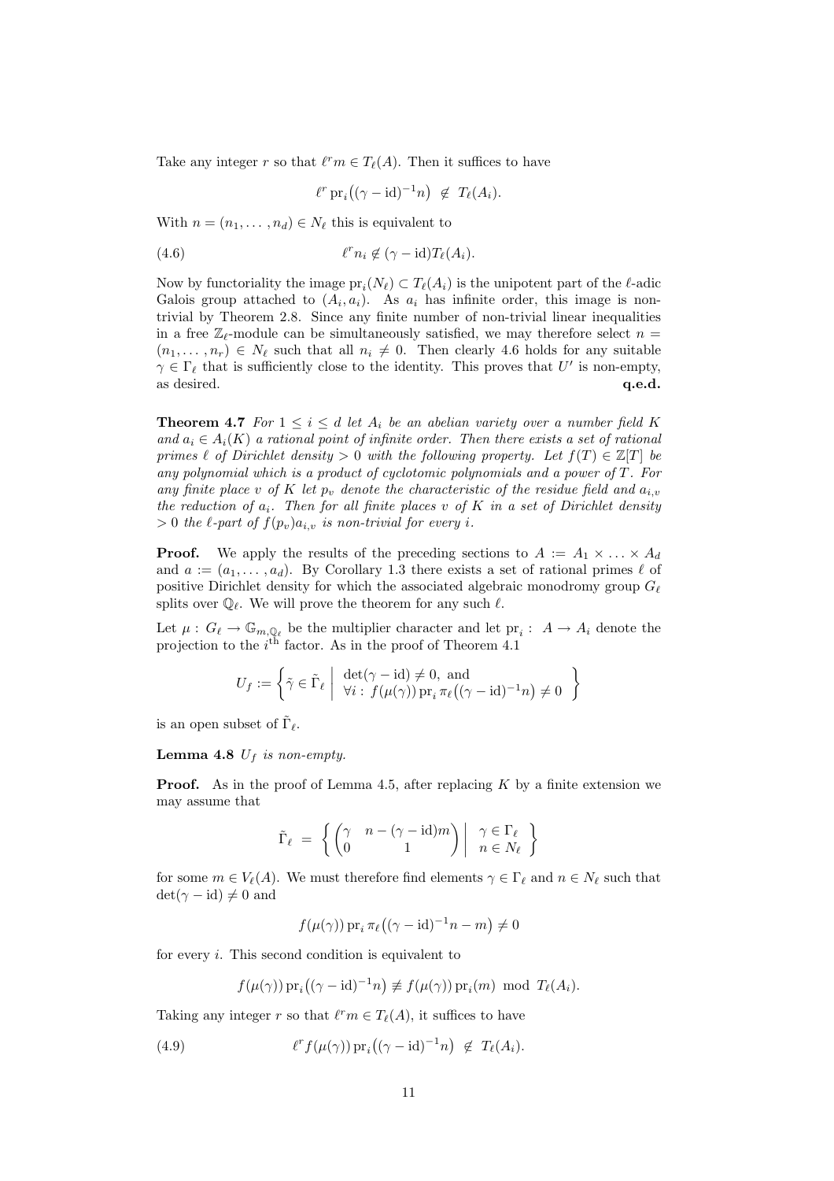Take any integer $r$ so that $\ell^r m \in T_\ell(A)$. Then it suffices to have

$$\ell^r \operatorname{pr}_i\big((\gamma - \mathrm{id})^{-1} n\big) \;\notin\; T_\ell(A_i).$$

With $n = (n_1, \ldots, n_d) \in N_\ell$ this is equivalent to

$$\ell^r n_i \notin (\gamma - \mathrm{id}) T_\ell(A_i). \tag{4.6}$$

Now by functoriality the image $\operatorname{pr}_i(N_\ell) \subset T_\ell(A_i)$ is the unipotent part of the $\ell$-adic Galois group attached to $(A_i, a_i)$. As $a_i$ has infinite order, this image is non-trivial by Theorem 2.8. Since any finite number of non-trivial linear inequalities in a free $\mathbb{Z}_\ell$-module can be simultaneously satisfied, we may therefore select $n = (n_1, \ldots, n_r) \in N_\ell$ such that all $n_i \neq 0$. Then clearly 4.6 holds for any suitable $\gamma \in \Gamma_\ell$ that is sufficiently close to the identity. This proves that $U'$ is non-empty, as desired. **q.e.d.**

**Theorem 4.7** *For $1 \leq i \leq d$ let $A_i$ be an abelian variety over a number field $K$ and $a_i \in A_i(K)$ a rational point of infinite order. Then there exists a set of rational primes $\ell$ of Dirichlet density $> 0$ with the following property. Let $f(T) \in \mathbb{Z}[T]$ be any polynomial which is a product of cyclotomic polynomials and a power of $T$. For any finite place $v$ of $K$ let $p_v$ denote the characteristic of the residue field and $a_{i,v}$ the reduction of $a_i$. Then for all finite places $v$ of $K$ in a set of Dirichlet density $> 0$ the $\ell$-part of $f(p_v) a_{i,v}$ is non-trivial for every $i$.*

**Proof.** We apply the results of the preceding sections to $A := A_1 \times \ldots \times A_d$ and $a := (a_1, \ldots, a_d)$. By Corollary 1.3 there exists a set of rational primes $\ell$ of positive Dirichlet density for which the associated algebraic monodromy group $G_\ell$ splits over $\mathbb{Q}_\ell$. We will prove the theorem for any such $\ell$.

Let $\mu : G_\ell \to \mathbb{G}_{m,\mathbb{Q}_\ell}$ be the multiplier character and let $\operatorname{pr}_i : A \to A_i$ denote the projection to the $i^{\text{th}}$ factor. As in the proof of Theorem 4.1

$$U_f := \left\{ \tilde{\gamma} \in \tilde{\Gamma}_\ell \;\middle|\; \begin{array}{l} \det(\gamma - \mathrm{id}) \neq 0, \text{ and} \\ \forall i : f(\mu(\gamma)) \operatorname{pr}_i \pi_\ell\big((\gamma - \mathrm{id})^{-1} n\big) \neq 0 \end{array} \right\}$$

is an open subset of $\tilde{\Gamma}_\ell$.

**Lemma 4.8** *$U_f$ is non-empty.*

**Proof.** As in the proof of Lemma 4.5, after replacing $K$ by a finite extension we may assume that

$$\tilde{\Gamma}_\ell \;=\; \left\{ \begin{pmatrix} \gamma & n - (\gamma - \mathrm{id})m \\ 0 & 1 \end{pmatrix} \;\middle|\; \begin{array}{l} \gamma \in \Gamma_\ell \\ n \in N_\ell \end{array} \right\}$$

for some $m \in V_\ell(A)$. We must therefore find elements $\gamma \in \Gamma_\ell$ and $n \in N_\ell$ such that $\det(\gamma - \mathrm{id}) \neq 0$ and

$$f(\mu(\gamma)) \operatorname{pr}_i \pi_\ell\big((\gamma - \mathrm{id})^{-1} n - m\big) \neq 0$$

for every $i$. This second condition is equivalent to

$$f(\mu(\gamma)) \operatorname{pr}_i\big((\gamma - \mathrm{id})^{-1} n\big) \not\equiv f(\mu(\gamma)) \operatorname{pr}_i(m) \mod T_\ell(A_i).$$

Taking any integer $r$ so that $\ell^r m \in T_\ell(A)$, it suffices to have

$$\ell^r f(\mu(\gamma)) \operatorname{pr}_i\big((\gamma - \mathrm{id})^{-1} n\big) \;\notin\; T_\ell(A_i). \tag{4.9}$$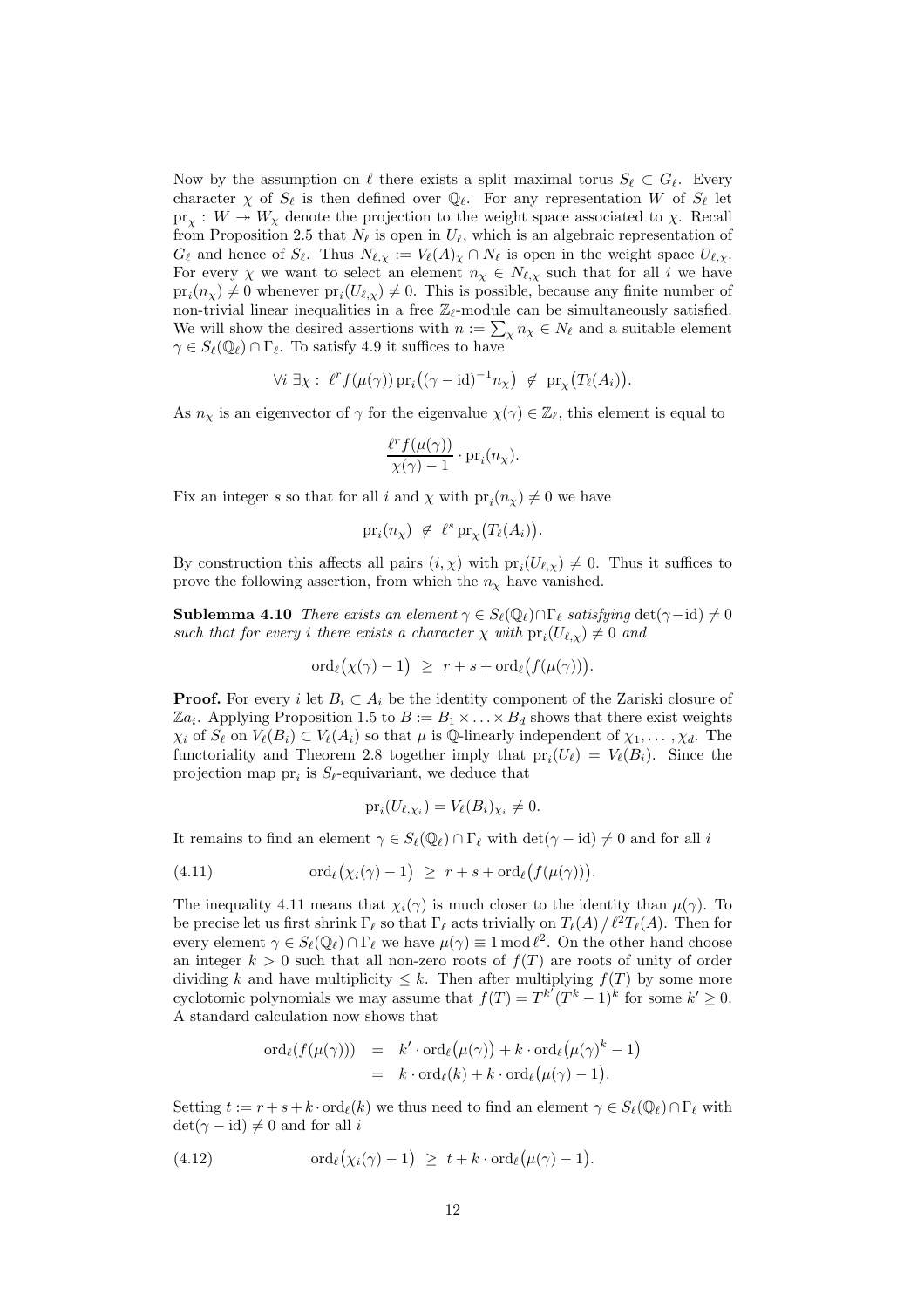Now by the assumption on $\ell$ there exists a split maximal torus $S_\ell \subset G_\ell$. Every character $\chi$ of $S_\ell$ is then defined over $\mathbb{Q}_\ell$. For any representation $W$ of $S_\ell$ let $\mathrm{pr}_\chi : W \twoheadrightarrow W_\chi$ denote the projection to the weight space associated to $\chi$. Recall from Proposition 2.5 that $N_\ell$ is open in $U_\ell$, which is an algebraic representation of $G_\ell$ and hence of $S_\ell$. Thus $N_{\ell,\chi} := V_\ell(A)_\chi \cap N_\ell$ is open in the weight space $U_{\ell,\chi}$. For every $\chi$ we want to select an element $n_\chi \in N_{\ell,\chi}$ such that for all $i$ we have $\mathrm{pr}_i(n_\chi) \neq 0$ whenever $\mathrm{pr}_i(U_{\ell,\chi}) \neq 0$. This is possible, because any finite number of non-trivial linear inequalities in a free $\mathbb{Z}_\ell$-module can be simultaneously satisfied. We will show the desired assertions with $n := \sum_\chi n_\chi \in N_\ell$ and a suitable element $\gamma \in S_\ell(\mathbb{Q}_\ell) \cap \Gamma_\ell$. To satisfy 4.9 it suffices to have

$$\forall i \; \exists \chi : \; \ell^r f(\mu(\gamma))\, \mathrm{pr}_i\big((\gamma - \mathrm{id})^{-1} n_\chi\big) \;\notin\; \mathrm{pr}_\chi\big(T_\ell(A_i)\big).$$

As $n_\chi$ is an eigenvector of $\gamma$ for the eigenvalue $\chi(\gamma) \in \mathbb{Z}_\ell$, this element is equal to

$$\frac{\ell^r f(\mu(\gamma))}{\chi(\gamma) - 1} \cdot \mathrm{pr}_i(n_\chi).$$

Fix an integer $s$ so that for all $i$ and $\chi$ with $\mathrm{pr}_i(n_\chi) \neq 0$ we have

$$\mathrm{pr}_i(n_\chi) \;\notin\; \ell^s\, \mathrm{pr}_\chi\big(T_\ell(A_i)\big).$$

By construction this affects all pairs $(i, \chi)$ with $\mathrm{pr}_i(U_{\ell,\chi}) \neq 0$. Thus it suffices to prove the following assertion, from which the $n_\chi$ have vanished.

**Sublemma 4.10** *There exists an element $\gamma \in S_\ell(\mathbb{Q}_\ell) \cap \Gamma_\ell$ satisfying $\det(\gamma - \mathrm{id}) \neq 0$ such that for every $i$ there exists a character $\chi$ with $\mathrm{pr}_i(U_{\ell,\chi}) \neq 0$ and*

$$\mathrm{ord}_\ell\big(\chi(\gamma) - 1\big) \;\geq\; r + s + \mathrm{ord}_\ell\big(f(\mu(\gamma))\big).$$

**Proof.** For every $i$ let $B_i \subset A_i$ be the identity component of the Zariski closure of $\mathbb{Z}a_i$. Applying Proposition 1.5 to $B := B_1 \times \ldots \times B_d$ shows that there exist weights $\chi_i$ of $S_\ell$ on $V_\ell(B_i) \subset V_\ell(A_i)$ so that $\mu$ is $\mathbb{Q}$-linearly independent of $\chi_1, \ldots, \chi_d$. The functoriality and Theorem 2.8 together imply that $\mathrm{pr}_i(U_\ell) = V_\ell(B_i)$. Since the projection map $\mathrm{pr}_i$ is $S_\ell$-equivariant, we deduce that

$$\mathrm{pr}_i(U_{\ell,\chi_i}) = V_\ell(B_i)_{\chi_i} \neq 0.$$

It remains to find an element $\gamma \in S_\ell(\mathbb{Q}_\ell) \cap \Gamma_\ell$ with $\det(\gamma - \mathrm{id}) \neq 0$ and for all $i$

$$\mathrm{ord}_\ell\big(\chi_i(\gamma) - 1\big) \;\geq\; r + s + \mathrm{ord}_\ell\big(f(\mu(\gamma))\big). \tag{4.11}$$

The inequality 4.11 means that $\chi_i(\gamma)$ is much closer to the identity than $\mu(\gamma)$. To be precise let us first shrink $\Gamma_\ell$ so that $\Gamma_\ell$ acts trivially on $T_\ell(A) \,/\, \ell^2 T_\ell(A)$. Then for every element $\gamma \in S_\ell(\mathbb{Q}_\ell) \cap \Gamma_\ell$ we have $\mu(\gamma) \equiv 1 \bmod \ell^2$. On the other hand choose an integer $k > 0$ such that all non-zero roots of $f(T)$ are roots of unity of order dividing $k$ and have multiplicity $\leq k$. Then after multiplying $f(T)$ by some more cyclotomic polynomials we may assume that $f(T) = T^{k'}(T^k - 1)^k$ for some $k' \geq 0$. A standard calculation now shows that

$$\begin{aligned}
\mathrm{ord}_\ell(f(\mu(\gamma))) &= k' \cdot \mathrm{ord}_\ell\big(\mu(\gamma)\big) + k \cdot \mathrm{ord}_\ell\big(\mu(\gamma)^k - 1\big) \\
&= k \cdot \mathrm{ord}_\ell(k) + k \cdot \mathrm{ord}_\ell\big(\mu(\gamma) - 1\big).
\end{aligned}$$

Setting $t := r + s + k \cdot \mathrm{ord}_\ell(k)$ we thus need to find an element $\gamma \in S_\ell(\mathbb{Q}_\ell) \cap \Gamma_\ell$ with $\det(\gamma - \mathrm{id}) \neq 0$ and for all $i$

$$\mathrm{ord}_\ell\big(\chi_i(\gamma) - 1\big) \;\geq\; t + k \cdot \mathrm{ord}_\ell\big(\mu(\gamma) - 1\big). \tag{4.12}$$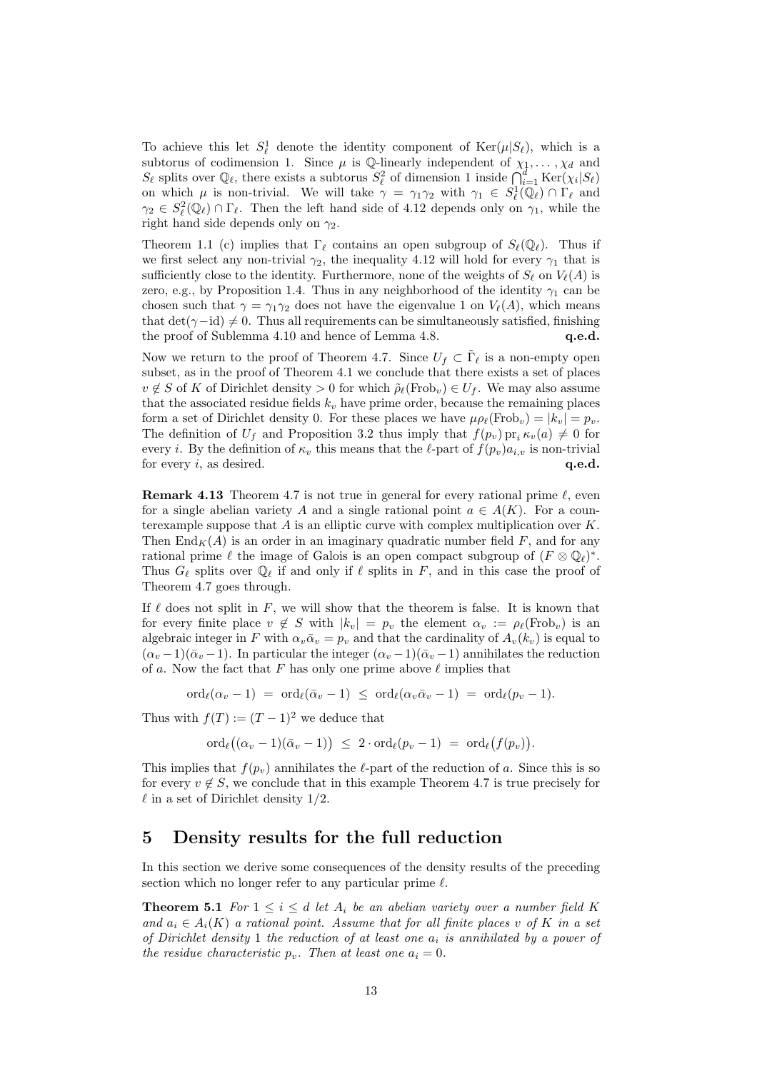To achieve this let $S_\ell^1$ denote the identity component of $\mathrm{Ker}(\mu|S_\ell)$, which is a subtorus of codimension 1. Since $\mu$ is $\mathbb{Q}$-linearly independent of $\chi_1, \ldots, \chi_d$ and $S_\ell$ splits over $\mathbb{Q}_\ell$, there exists a subtorus $S_\ell^2$ of dimension 1 inside $\bigcap_{i=1}^d \mathrm{Ker}(\chi_i|S_\ell)$ on which $\mu$ is non-trivial. We will take $\gamma = \gamma_1\gamma_2$ with $\gamma_1 \in S_\ell^1(\mathbb{Q}_\ell) \cap \Gamma_\ell$ and $\gamma_2 \in S_\ell^2(\mathbb{Q}_\ell) \cap \Gamma_\ell$. Then the left hand side of 4.12 depends only on $\gamma_1$, while the right hand side depends only on $\gamma_2$.

Theorem 1.1 (c) implies that $\Gamma_\ell$ contains an open subgroup of $S_\ell(\mathbb{Q}_\ell)$. Thus if we first select any non-trivial $\gamma_2$, the inequality 4.12 will hold for every $\gamma_1$ that is sufficiently close to the identity. Furthermore, none of the weights of $S_\ell$ on $V_\ell(A)$ is zero, e.g., by Proposition 1.4. Thus in any neighborhood of the identity $\gamma_1$ can be chosen such that $\gamma = \gamma_1\gamma_2$ does not have the eigenvalue 1 on $V_\ell(A)$, which means that $\det(\gamma - \mathrm{id}) \neq 0$. Thus all requirements can be simultaneously satisfied, finishing the proof of Sublemma 4.10 and hence of Lemma 4.8. **q.e.d.**

Now we return to the proof of Theorem 4.7. Since $U_f \subset \tilde{\Gamma}_\ell$ is a non-empty open subset, as in the proof of Theorem 4.1 we conclude that there exists a set of places $v \notin S$ of $K$ of Dirichlet density $> 0$ for which $\tilde{\rho}_\ell(\mathrm{Frob}_v) \in U_f$. We may also assume that the associated residue fields $k_v$ have prime order, because the remaining places form a set of Dirichlet density 0. For these places we have $\mu\rho_\ell(\mathrm{Frob}_v) = |k_v| = p_v$. The definition of $U_f$ and Proposition 3.2 thus imply that $f(p_v)\,\mathrm{pr}_i\,\kappa_v(a) \neq 0$ for every $i$. By the definition of $\kappa_v$ this means that the $\ell$-part of $f(p_v)a_{i,v}$ is non-trivial for every $i$, as desired. **q.e.d.**

**Remark 4.13** Theorem 4.7 is not true in general for every rational prime $\ell$, even for a single abelian variety $A$ and a single rational point $a \in A(K)$. For a counterexample suppose that $A$ is an elliptic curve with complex multiplication over $K$. Then $\mathrm{End}_K(A)$ is an order in an imaginary quadratic number field $F$, and for any rational prime $\ell$ the image of Galois is an open compact subgroup of $(F \otimes \mathbb{Q}_\ell)^*$. Thus $G_\ell$ splits over $\mathbb{Q}_\ell$ if and only if $\ell$ splits in $F$, and in this case the proof of Theorem 4.7 goes through.

If $\ell$ does not split in $F$, we will show that the theorem is false. It is known that for every finite place $v \notin S$ with $|k_v| = p_v$ the element $\alpha_v := \rho_\ell(\mathrm{Frob}_v)$ is an algebraic integer in $F$ with $\alpha_v\bar{\alpha}_v = p_v$ and that the cardinality of $A_v(k_v)$ is equal to $(\alpha_v - 1)(\bar{\alpha}_v - 1)$. In particular the integer $(\alpha_v - 1)(\bar{\alpha}_v - 1)$ annihilates the reduction of $a$. Now the fact that $F$ has only one prime above $\ell$ implies that

$$\mathrm{ord}_\ell(\alpha_v - 1) \;=\; \mathrm{ord}_\ell(\bar{\alpha}_v - 1) \;\leq\; \mathrm{ord}_\ell(\alpha_v\bar{\alpha}_v - 1) \;=\; \mathrm{ord}_\ell(p_v - 1).$$

Thus with $f(T) := (T-1)^2$ we deduce that

$$\mathrm{ord}_\ell\big((\alpha_v - 1)(\bar{\alpha}_v - 1)\big) \;\leq\; 2 \cdot \mathrm{ord}_\ell(p_v - 1) \;=\; \mathrm{ord}_\ell\big(f(p_v)\big).$$

This implies that $f(p_v)$ annihilates the $\ell$-part of the reduction of $a$. Since this is so for every $v \notin S$, we conclude that in this example Theorem 4.7 is true precisely for $\ell$ in a set of Dirichlet density $1/2$.

## 5 Density results for the full reduction

In this section we derive some consequences of the density results of the preceding section which no longer refer to any particular prime $\ell$.

**Theorem 5.1** *For $1 \leq i \leq d$ let $A_i$ be an abelian variety over a number field $K$ and $a_i \in A_i(K)$ a rational point. Assume that for all finite places $v$ of $K$ in a set of Dirichlet density 1 the reduction of at least one $a_i$ is annihilated by a power of the residue characteristic $p_v$. Then at least one $a_i = 0$.*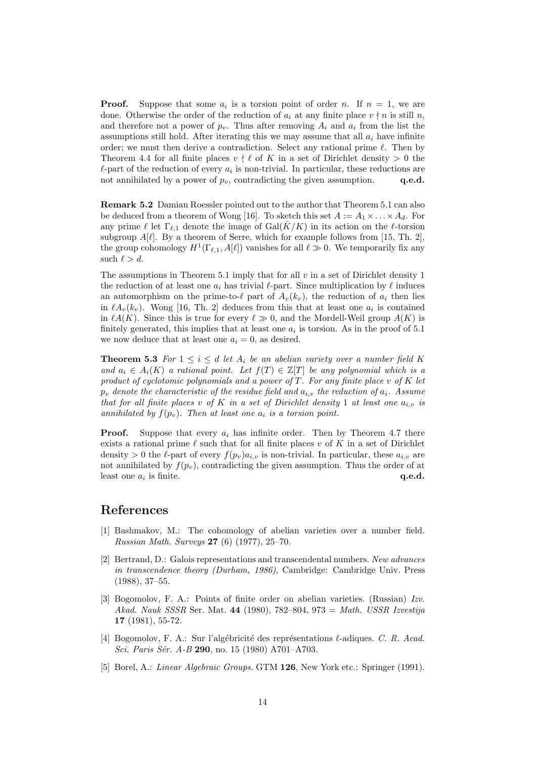**Proof.** Suppose that some $a_i$ is a torsion point of order $n$. If $n = 1$, we are done. Otherwise the order of the reduction of $a_i$ at any finite place $v \nmid n$ is still $n$, and therefore not a power of $p_v$. Thus after removing $A_i$ and $a_i$ from the list the assumptions still hold. After iterating this we may assume that all $a_i$ have infinite order; we must then derive a contradiction. Select any rational prime $\ell$. Then by Theorem 4.4 for all finite places $v \nmid \ell$ of $K$ in a set of Dirichlet density $> 0$ the $\ell$-part of the reduction of every $a_i$ is non-trivial. In particular, these reductions are not annihilated by a power of $p_v$, contradicting the given assumption. **q.e.d.**

**Remark 5.2** Damian Roessler pointed out to the author that Theorem 5.1 can also be deduced from a theorem of Wong [16]. To sketch this set $A := A_1 \times \ldots \times A_d$. For any prime $\ell$ let $\Gamma_{\ell,1}$ denote the image of $\mathrm{Gal}(\bar{K}/K)$ in its action on the $\ell$-torsion subgroup $A[\ell]$. By a theorem of Serre, which for example follows from [15, Th. 2], the group cohomology $H^1(\Gamma_{\ell,1}, A[\ell])$ vanishes for all $\ell \gg 0$. We temporarily fix any such $\ell > d$.

The assumptions in Theorem 5.1 imply that for all $v$ in a set of Dirichlet density 1 the reduction of at least one $a_i$ has trivial $\ell$-part. Since multiplication by $\ell$ induces an automorphism on the prime-to-$\ell$ part of $A_v(k_v)$, the reduction of $a_i$ then lies in $\ell A_v(k_v)$. Wong [16, Th. 2] deduces from this that at least one $a_i$ is contained in $\ell A(K)$. Since this is true for every $\ell \gg 0$, and the Mordell-Weil group $A(K)$ is finitely generated, this implies that at least one $a_i$ is torsion. As in the proof of 5.1 we now deduce that at least one $a_i = 0$, as desired.

**Theorem 5.3** *For $1 \leq i \leq d$ let $A_i$ be an abelian variety over a number field $K$ and $a_i \in A_i(K)$ a rational point. Let $f(T) \in \mathbb{Z}[T]$ be any polynomial which is a product of cyclotomic polynomials and a power of $T$. For any finite place $v$ of $K$ let $p_v$ denote the characteristic of the residue field and $a_{i,v}$ the reduction of $a_i$. Assume that for all finite places $v$ of $K$ in a set of Dirichlet density 1 at least one $a_{i,v}$ is annihilated by $f(p_v)$. Then at least one $a_i$ is a torsion point.*

**Proof.** Suppose that every $a_i$ has infinite order. Then by Theorem 4.7 there exists a rational prime $\ell$ such that for all finite places $v$ of $K$ in a set of Dirichlet density $> 0$ the $\ell$-part of every $f(p_v)a_{i,v}$ is non-trivial. In particular, these $a_{i,v}$ are not annihilated by $f(p_v)$, contradicting the given assumption. Thus the order of at least one $a_i$ is finite. **q.e.d.**

## References

[1] Bashmakov, M.: The cohomology of abelian varieties over a number field. *Russian Math. Surveys* **27** (6) (1977), 25–70.

[2] Bertrand, D.: Galois representations and transcendental numbers. *New advances in transcendence theory (Durham, 1986)*, Cambridge: Cambridge Univ. Press (1988), 37–55.

[3] Bogomolov, F. A.: Points of finite order on abelian varieties. (Russian) *Izv. Akad. Nauk SSSR* Ser. Mat. **44** (1980), 782–804, 973 = *Math. USSR Izvestija* **17** (1981), 55-72.

[4] Bogomolov, F. A.: Sur l'algébricité des représentations $\ell$-adiques. *C. R. Acad. Sci. Paris Sér. A-B* **290**, no. 15 (1980) A701–A703.

[5] Borel, A.: *Linear Algebraic Groups.* GTM **126**, New York etc.: Springer (1991).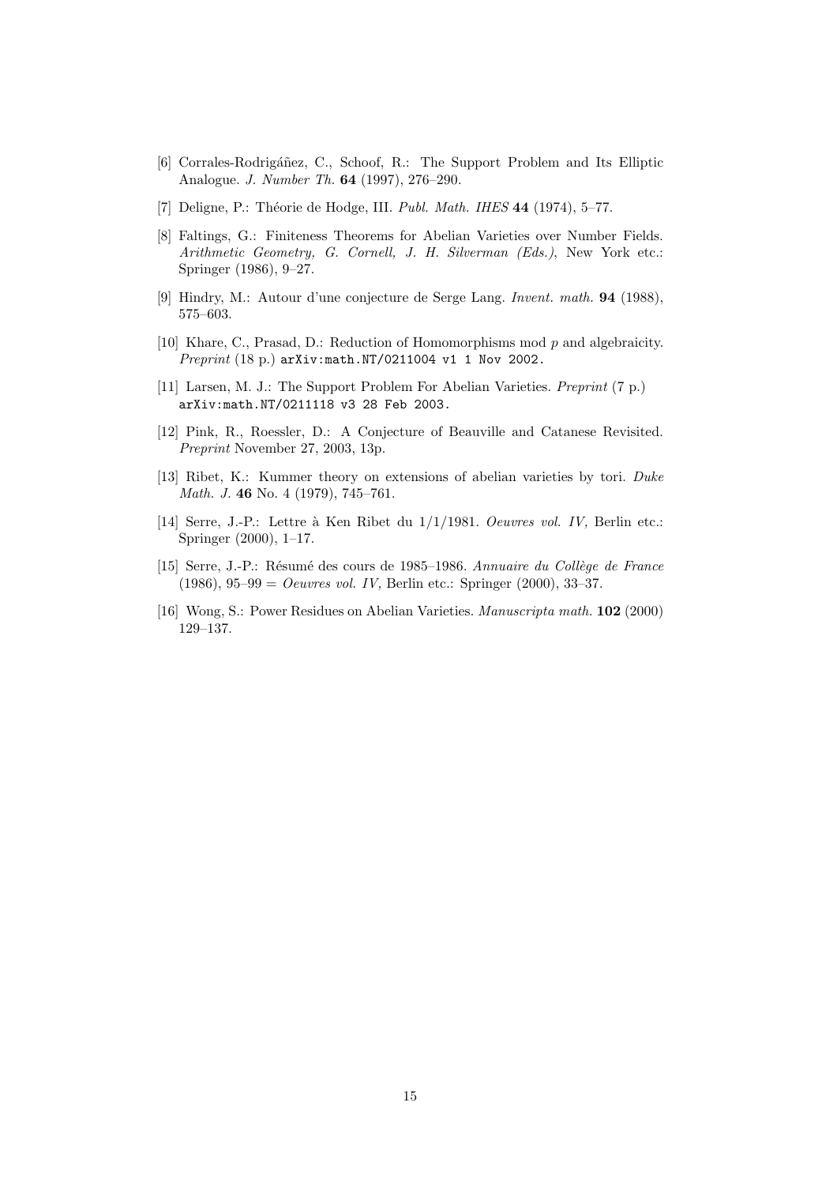[6] Corrales-Rodrigáñez, C., Schoof, R.: The Support Problem and Its Elliptic Analogue. *J. Number Th.* **64** (1997), 276–290.

[7] Deligne, P.: Théorie de Hodge, III. *Publ. Math. IHES* **44** (1974), 5–77.

[8] Faltings, G.: Finiteness Theorems for Abelian Varieties over Number Fields. *Arithmetic Geometry, G. Cornell, J. H. Silverman (Eds.)*, New York etc.: Springer (1986), 9–27.

[9] Hindry, M.: Autour d'une conjecture de Serge Lang. *Invent. math.* **94** (1988), 575–603.

[10] Khare, C., Prasad, D.: Reduction of Homomorphisms mod $p$ and algebraicity. *Preprint* (18 p.) `arXiv:math.NT/0211004 v1 1 Nov 2002.`

[11] Larsen, M. J.: The Support Problem For Abelian Varieties. *Preprint* (7 p.) `arXiv:math.NT/0211118 v3 28 Feb 2003.`

[12] Pink, R., Roessler, D.: A Conjecture of Beauville and Catanese Revisited. *Preprint* November 27, 2003, 13p.

[13] Ribet, K.: Kummer theory on extensions of abelian varieties by tori. *Duke Math. J.* **46** No. 4 (1979), 745–761.

[14] Serre, J.-P.: Lettre à Ken Ribet du 1/1/1981. *Oeuvres vol. IV,* Berlin etc.: Springer (2000), 1–17.

[15] Serre, J.-P.: Résumé des cours de 1985–1986. *Annuaire du Collège de France* (1986), 95–99 = *Oeuvres vol. IV,* Berlin etc.: Springer (2000), 33–37.

[16] Wong, S.: Power Residues on Abelian Varieties. *Manuscripta math.* **102** (2000) 129–137.